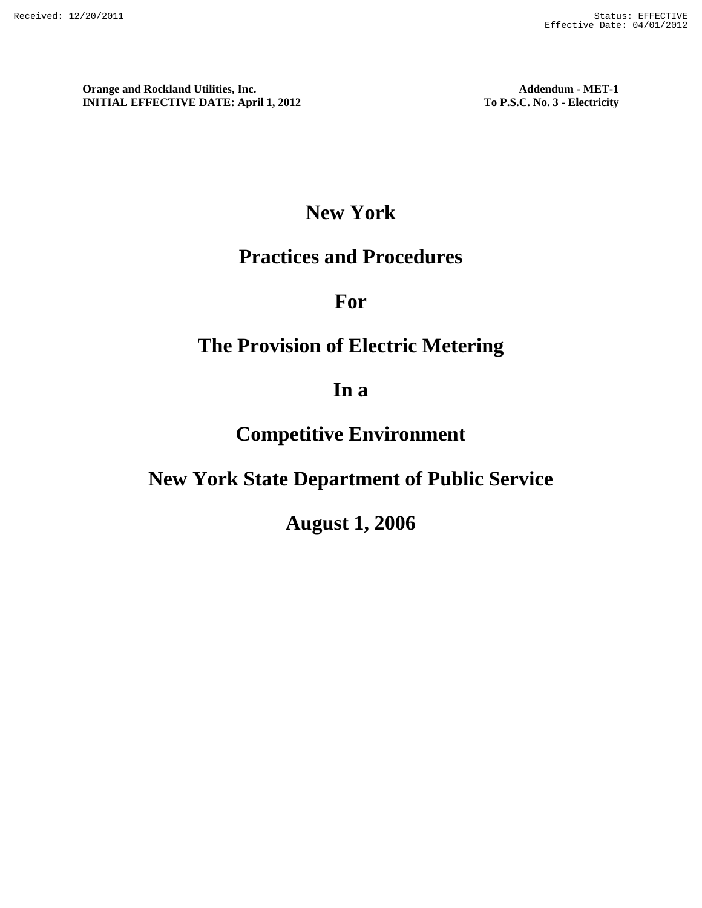Orange and Rockland Utilities, Inc. Addendum - MET-1
INITIAL EFFECTIVE DATE: April 1, 2012 To P.S.C. No. 3 - Electricity

# New York

# Practices and Procedures

# For

# The Provision of Electric Metering

# In a

# Competitive Environment

# New York State Department of Public Service

# August 1, 2006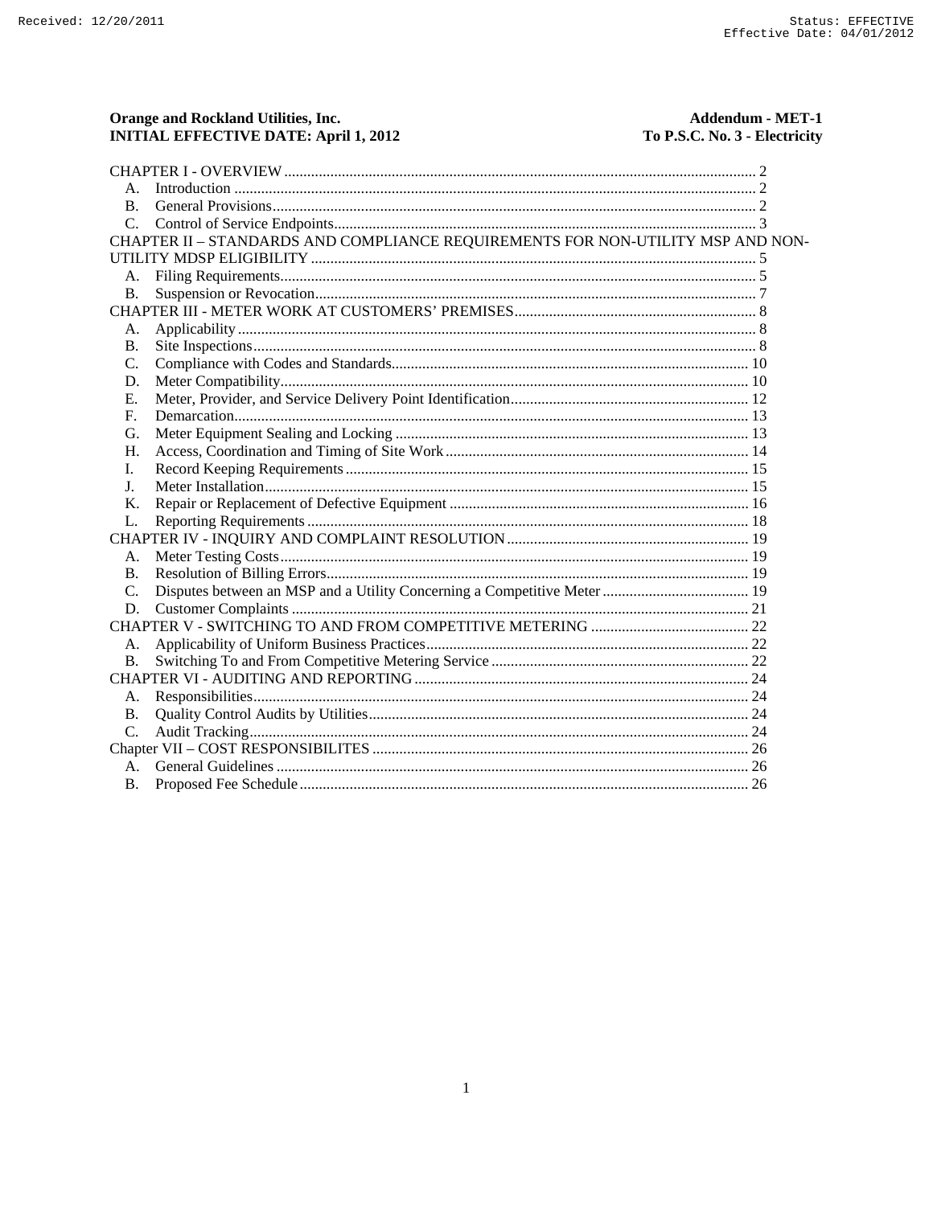**Orange and Rockland Utilities, Inc.**
**INITIAL EFFECTIVE DATE: April 1, 2012**

**Addendum - MET-1**
**To P.S.C. No. 3 - Electricity**

CHAPTER I - OVERVIEW ........ 2
- A. Introduction ........ 2
- B. General Provisions ........ 2
- C. Control of Service Endpoints ........ 3

CHAPTER II – STANDARDS AND COMPLIANCE REQUIREMENTS FOR NON-UTILITY MSP AND NON-UTILITY MDSP ELIGIBILITY ........ 5
- A. Filing Requirements ........ 5
- B. Suspension or Revocation ........ 7

CHAPTER III - METER WORK AT CUSTOMERS' PREMISES ........ 8
- A. Applicability ........ 8
- B. Site Inspections ........ 8
- C. Compliance with Codes and Standards ........ 10
- D. Meter Compatibility ........ 10
- E. Meter, Provider, and Service Delivery Point Identification ........ 12
- F. Demarcation ........ 13
- G. Meter Equipment Sealing and Locking ........ 13
- H. Access, Coordination and Timing of Site Work ........ 14
- I. Record Keeping Requirements ........ 15
- J. Meter Installation ........ 15
- K. Repair or Replacement of Defective Equipment ........ 16
- L. Reporting Requirements ........ 18

CHAPTER IV - INQUIRY AND COMPLAINT RESOLUTION ........ 19
- A. Meter Testing Costs ........ 19
- B. Resolution of Billing Errors ........ 19
- C. Disputes between an MSP and a Utility Concerning a Competitive Meter ........ 19
- D. Customer Complaints ........ 21

CHAPTER V - SWITCHING TO AND FROM COMPETITIVE METERING ........ 22
- A. Applicability of Uniform Business Practices ........ 22
- B. Switching To and From Competitive Metering Service ........ 22

CHAPTER VI - AUDITING AND REPORTING ........ 24
- A. Responsibilities ........ 24
- B. Quality Control Audits by Utilities ........ 24
- C. Audit Tracking ........ 24

Chapter VII – COST RESPONSIBILITES ........ 26
- A. General Guidelines ........ 26
- B. Proposed Fee Schedule ........ 26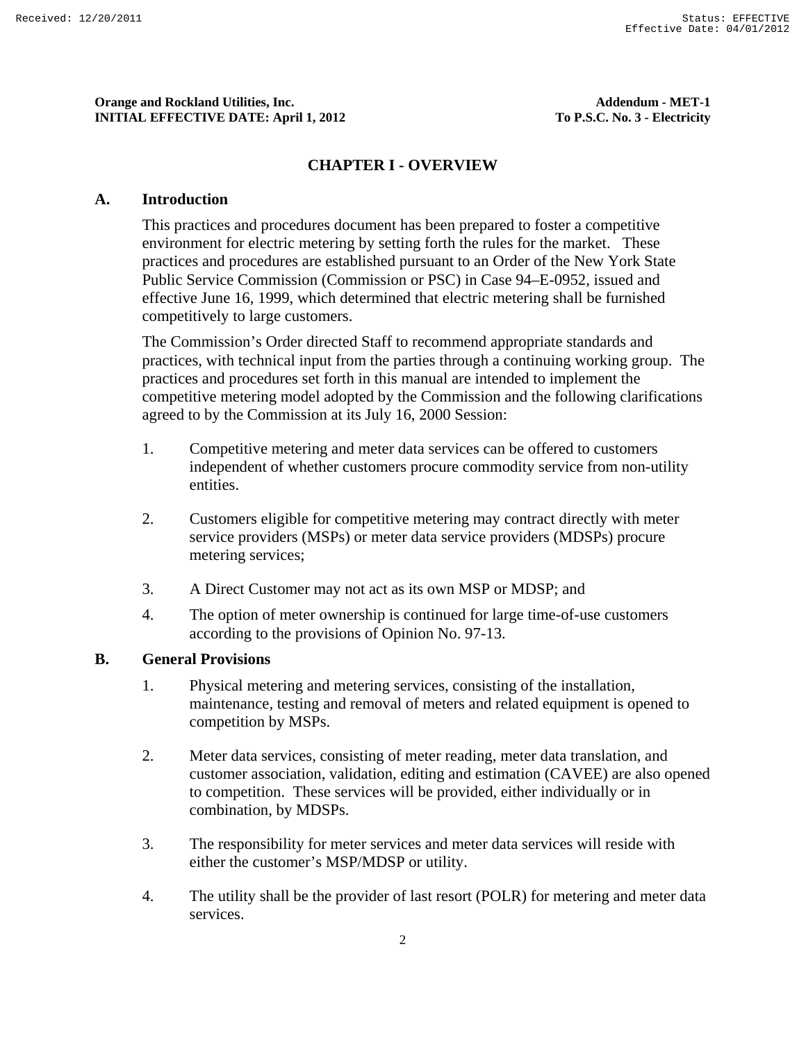## CHAPTER I - OVERVIEW

### A. Introduction

This practices and procedures document has been prepared to foster a competitive environment for electric metering by setting forth the rules for the market. These practices and procedures are established pursuant to an Order of the New York State Public Service Commission (Commission or PSC) in Case 94–E-0952, issued and effective June 16, 1999, which determined that electric metering shall be furnished competitively to large customers.

The Commission's Order directed Staff to recommend appropriate standards and practices, with technical input from the parties through a continuing working group. The practices and procedures set forth in this manual are intended to implement the competitive metering model adopted by the Commission and the following clarifications agreed to by the Commission at its July 16, 2000 Session:

1. Competitive metering and meter data services can be offered to customers independent of whether customers procure commodity service from non-utility entities.
2. Customers eligible for competitive metering may contract directly with meter service providers (MSPs) or meter data service providers (MDSPs) procure metering services;
3. A Direct Customer may not act as its own MSP or MDSP; and
4. The option of meter ownership is continued for large time-of-use customers according to the provisions of Opinion No. 97-13.

### B. General Provisions

1. Physical metering and metering services, consisting of the installation, maintenance, testing and removal of meters and related equipment is opened to competition by MSPs.
2. Meter data services, consisting of meter reading, meter data translation, and customer association, validation, editing and estimation (CAVEE) are also opened to competition. These services will be provided, either individually or in combination, by MDSPs.
3. The responsibility for meter services and meter data services will reside with either the customer's MSP/MDSP or utility.
4. The utility shall be the provider of last resort (POLR) for metering and meter data services.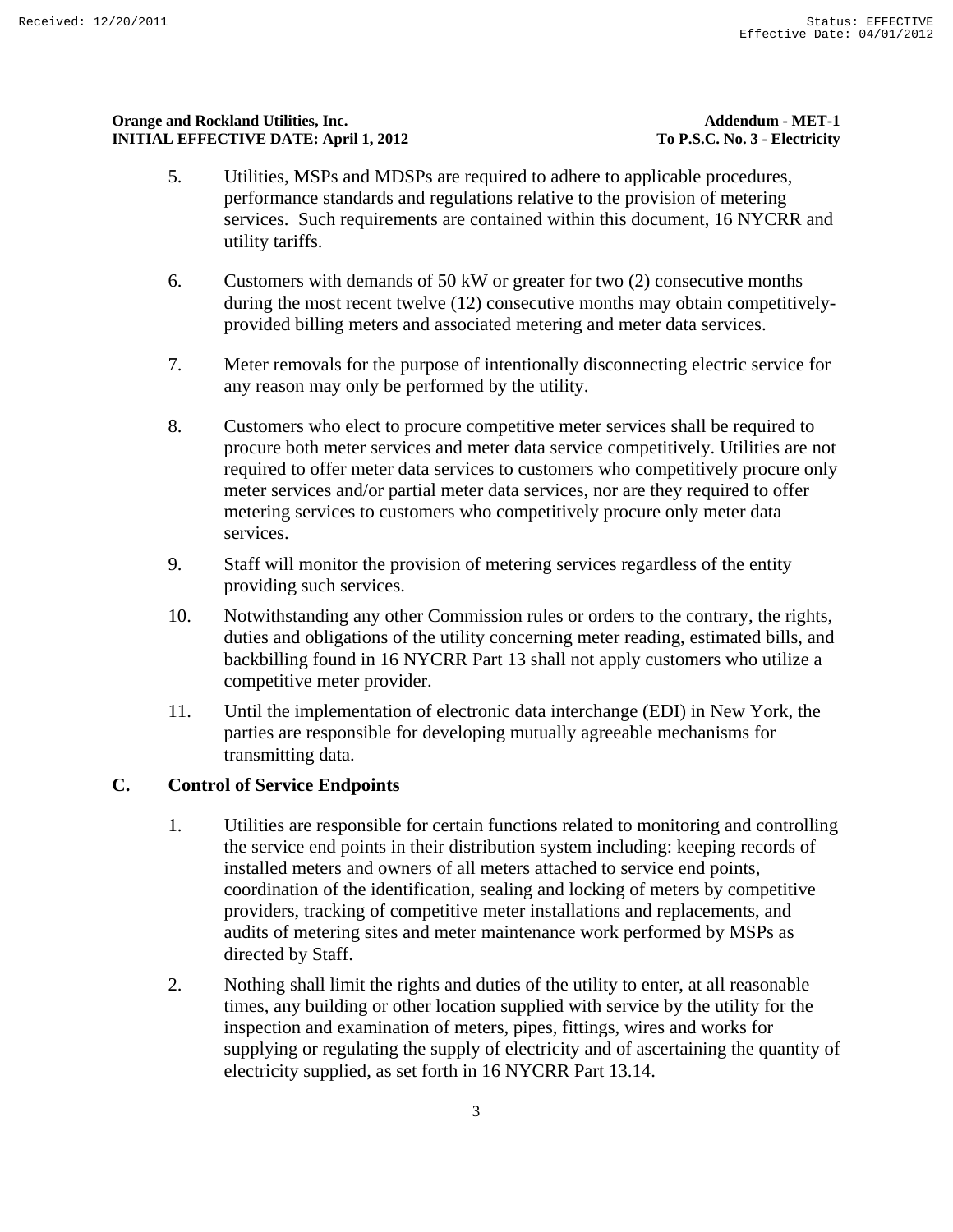5. Utilities, MSPs and MDSPs are required to adhere to applicable procedures, performance standards and regulations relative to the provision of metering services. Such requirements are contained within this document, 16 NYCRR and utility tariffs.

6. Customers with demands of 50 kW or greater for two (2) consecutive months during the most recent twelve (12) consecutive months may obtain competitively-provided billing meters and associated metering and meter data services.

7. Meter removals for the purpose of intentionally disconnecting electric service for any reason may only be performed by the utility.

8. Customers who elect to procure competitive meter services shall be required to procure both meter services and meter data service competitively. Utilities are not required to offer meter data services to customers who competitively procure only meter services and/or partial meter data services, nor are they required to offer metering services to customers who competitively procure only meter data services.

9. Staff will monitor the provision of metering services regardless of the entity providing such services.

10. Notwithstanding any other Commission rules or orders to the contrary, the rights, duties and obligations of the utility concerning meter reading, estimated bills, and backbilling found in 16 NYCRR Part 13 shall not apply customers who utilize a competitive meter provider.

11. Until the implementation of electronic data interchange (EDI) in New York, the parties are responsible for developing mutually agreeable mechanisms for transmitting data.

## C. Control of Service Endpoints

1. Utilities are responsible for certain functions related to monitoring and controlling the service end points in their distribution system including: keeping records of installed meters and owners of all meters attached to service end points, coordination of the identification, sealing and locking of meters by competitive providers, tracking of competitive meter installations and replacements, and audits of metering sites and meter maintenance work performed by MSPs as directed by Staff.

2. Nothing shall limit the rights and duties of the utility to enter, at all reasonable times, any building or other location supplied with service by the utility for the inspection and examination of meters, pipes, fittings, wires and works for supplying or regulating the supply of electricity and of ascertaining the quantity of electricity supplied, as set forth in 16 NYCRR Part 13.14.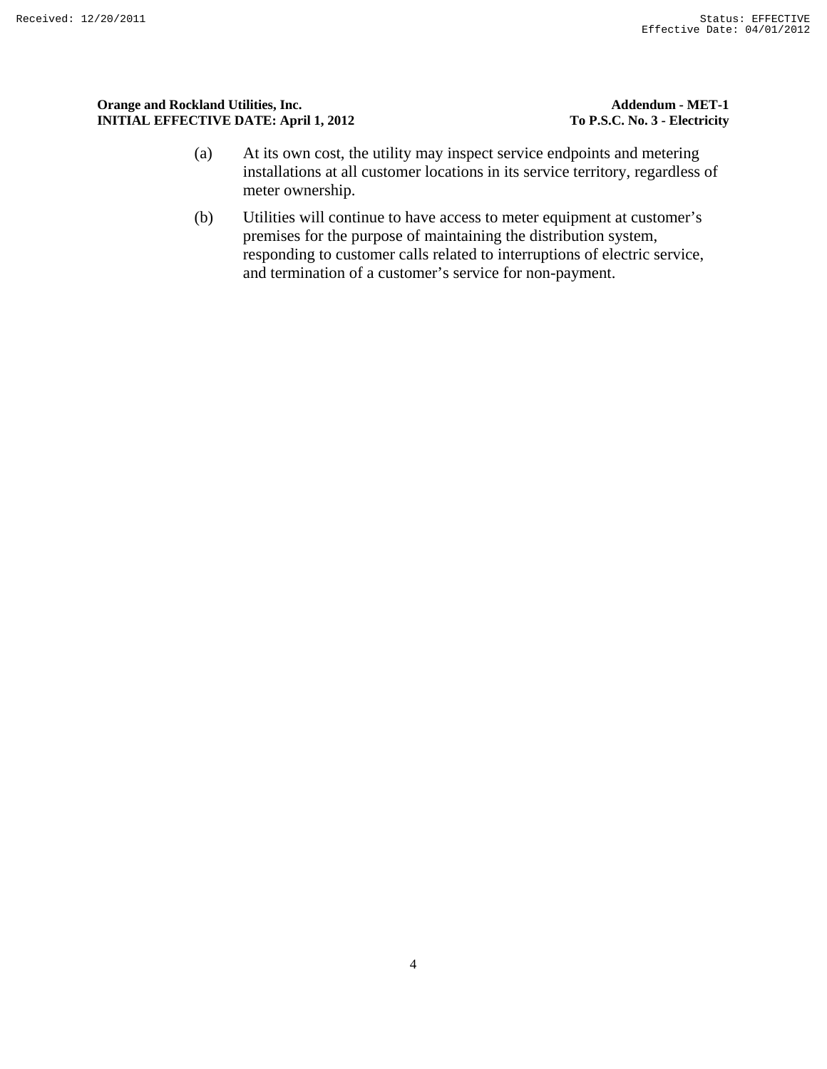(a) At its own cost, the utility may inspect service endpoints and metering installations at all customer locations in its service territory, regardless of meter ownership.

(b) Utilities will continue to have access to meter equipment at customer's premises for the purpose of maintaining the distribution system, responding to customer calls related to interruptions of electric service, and termination of a customer's service for non-payment.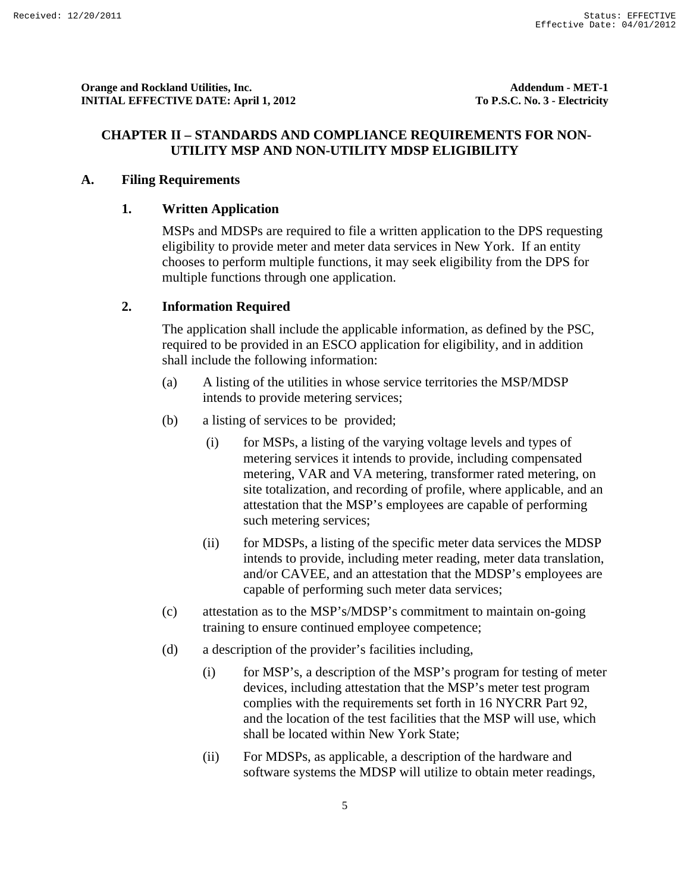## CHAPTER II – STANDARDS AND COMPLIANCE REQUIREMENTS FOR NON-UTILITY MSP AND NON-UTILITY MDSP ELIGIBILITY

### A. Filing Requirements

#### 1. Written Application

MSPs and MDSPs are required to file a written application to the DPS requesting eligibility to provide meter and meter data services in New York. If an entity chooses to perform multiple functions, it may seek eligibility from the DPS for multiple functions through one application.

#### 2. Information Required

The application shall include the applicable information, as defined by the PSC, required to be provided in an ESCO application for eligibility, and in addition shall include the following information:

(a) A listing of the utilities in whose service territories the MSP/MDSP intends to provide metering services;

(b) a listing of services to be provided;

(i) for MSPs, a listing of the varying voltage levels and types of metering services it intends to provide, including compensated metering, VAR and VA metering, transformer rated metering, on site totalization, and recording of profile, where applicable, and an attestation that the MSP's employees are capable of performing such metering services;

(ii) for MDSPs, a listing of the specific meter data services the MDSP intends to provide, including meter reading, meter data translation, and/or CAVEE, and an attestation that the MDSP's employees are capable of performing such meter data services;

(c) attestation as to the MSP's/MDSP's commitment to maintain on-going training to ensure continued employee competence;

(d) a description of the provider's facilities including,

(i) for MSP's, a description of the MSP's program for testing of meter devices, including attestation that the MSP's meter test program complies with the requirements set forth in 16 NYCRR Part 92, and the location of the test facilities that the MSP will use, which shall be located within New York State;

(ii) For MDSPs, as applicable, a description of the hardware and software systems the MDSP will utilize to obtain meter readings,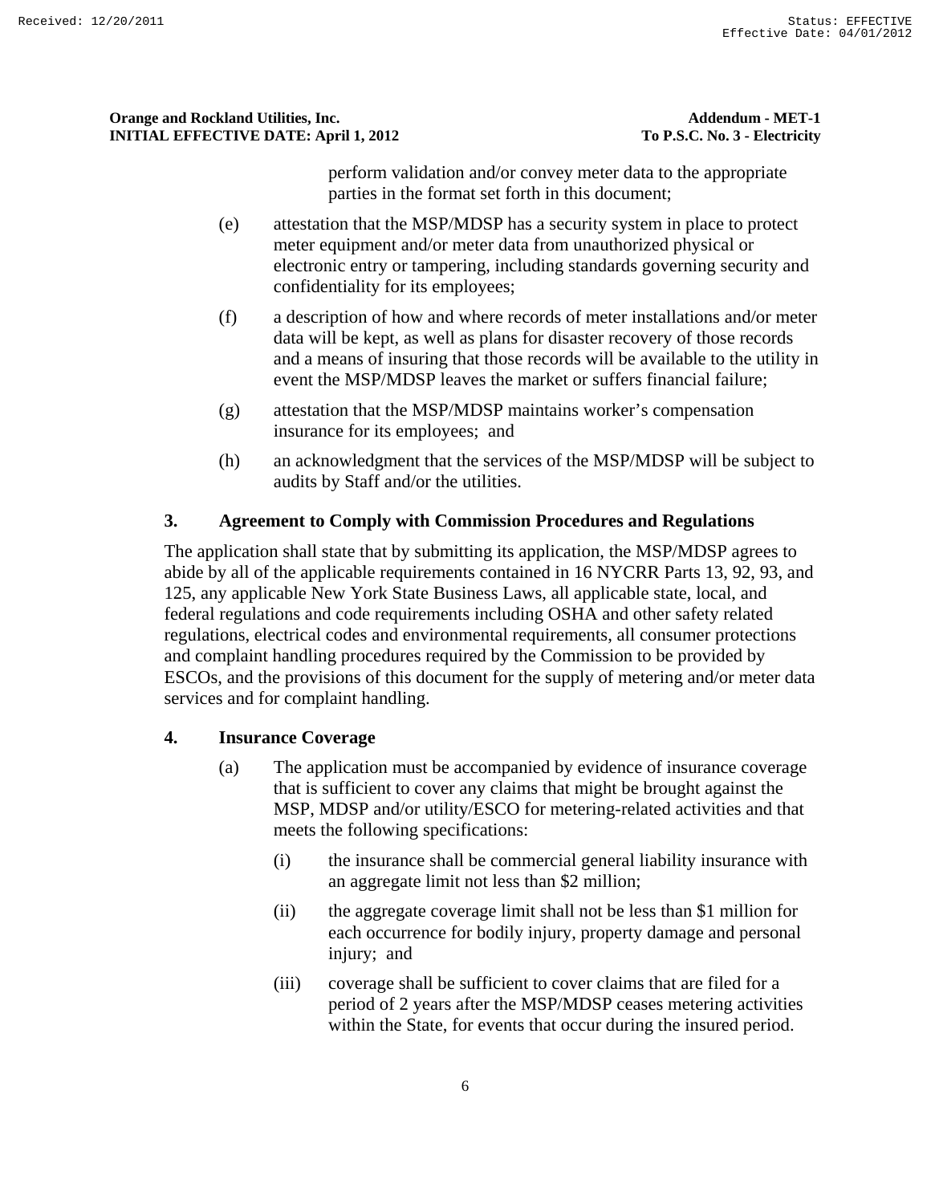perform validation and/or convey meter data to the appropriate parties in the format set forth in this document;

(e) attestation that the MSP/MDSP has a security system in place to protect meter equipment and/or meter data from unauthorized physical or electronic entry or tampering, including standards governing security and confidentiality for its employees;

(f) a description of how and where records of meter installations and/or meter data will be kept, as well as plans for disaster recovery of those records and a means of insuring that those records will be available to the utility in event the MSP/MDSP leaves the market or suffers financial failure;

(g) attestation that the MSP/MDSP maintains worker's compensation insurance for its employees; and

(h) an acknowledgment that the services of the MSP/MDSP will be subject to audits by Staff and/or the utilities.

## 3. Agreement to Comply with Commission Procedures and Regulations

The application shall state that by submitting its application, the MSP/MDSP agrees to abide by all of the applicable requirements contained in 16 NYCRR Parts 13, 92, 93, and 125, any applicable New York State Business Laws, all applicable state, local, and federal regulations and code requirements including OSHA and other safety related regulations, electrical codes and environmental requirements, all consumer protections and complaint handling procedures required by the Commission to be provided by ESCOs, and the provisions of this document for the supply of metering and/or meter data services and for complaint handling.

## 4. Insurance Coverage

(a) The application must be accompanied by evidence of insurance coverage that is sufficient to cover any claims that might be brought against the MSP, MDSP and/or utility/ESCO for metering-related activities and that meets the following specifications:

  (i) the insurance shall be commercial general liability insurance with an aggregate limit not less than $2 million;

  (ii) the aggregate coverage limit shall not be less than $1 million for each occurrence for bodily injury, property damage and personal injury; and

  (iii) coverage shall be sufficient to cover claims that are filed for a period of 2 years after the MSP/MDSP ceases metering activities within the State, for events that occur during the insured period.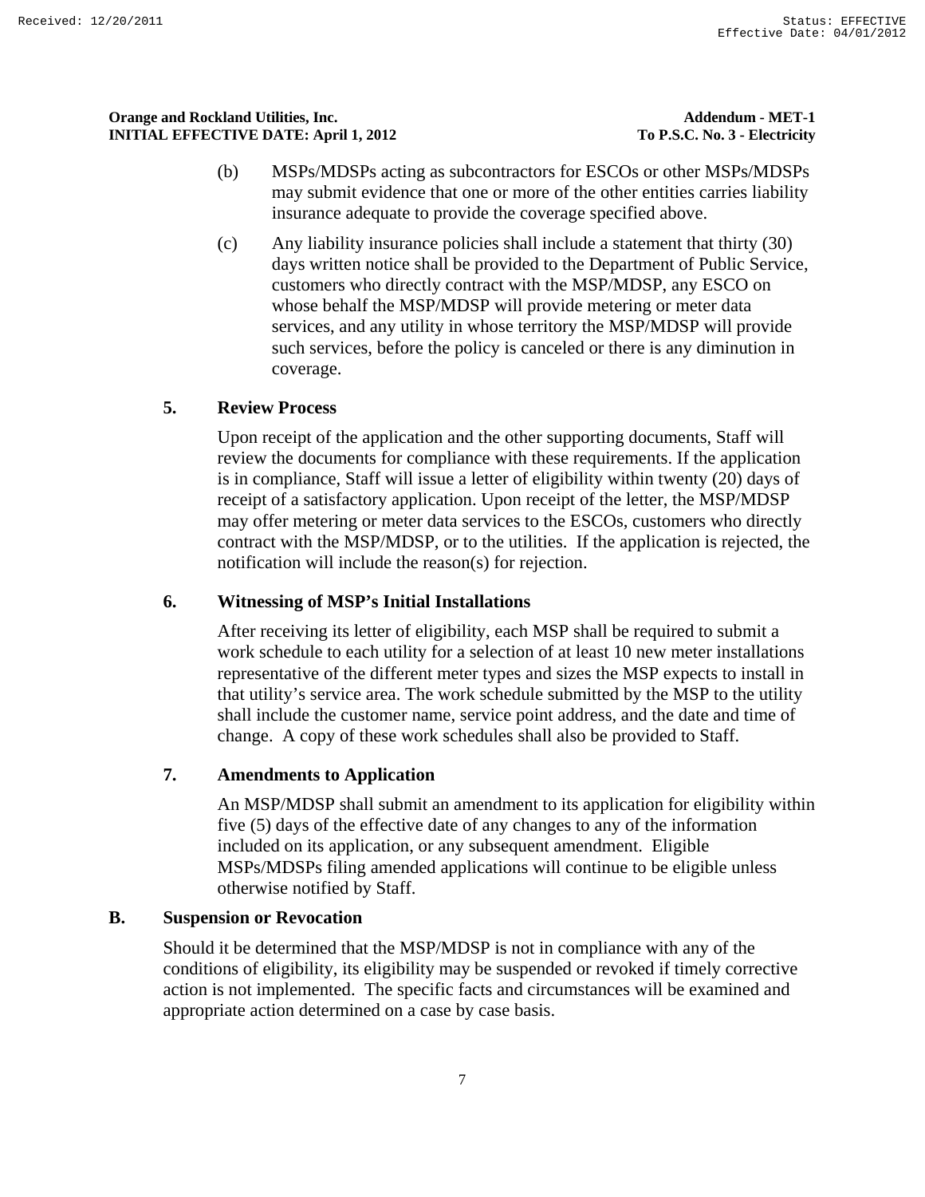(b) MSPs/MDSPs acting as subcontractors for ESCOs or other MSPs/MDSPs may submit evidence that one or more of the other entities carries liability insurance adequate to provide the coverage specified above.

(c) Any liability insurance policies shall include a statement that thirty (30) days written notice shall be provided to the Department of Public Service, customers who directly contract with the MSP/MDSP, any ESCO on whose behalf the MSP/MDSP will provide metering or meter data services, and any utility in whose territory the MSP/MDSP will provide such services, before the policy is canceled or there is any diminution in coverage.

### 5. Review Process

Upon receipt of the application and the other supporting documents, Staff will review the documents for compliance with these requirements. If the application is in compliance, Staff will issue a letter of eligibility within twenty (20) days of receipt of a satisfactory application. Upon receipt of the letter, the MSP/MDSP may offer metering or meter data services to the ESCOs, customers who directly contract with the MSP/MDSP, or to the utilities. If the application is rejected, the notification will include the reason(s) for rejection.

### 6. Witnessing of MSP's Initial Installations

After receiving its letter of eligibility, each MSP shall be required to submit a work schedule to each utility for a selection of at least 10 new meter installations representative of the different meter types and sizes the MSP expects to install in that utility's service area. The work schedule submitted by the MSP to the utility shall include the customer name, service point address, and the date and time of change. A copy of these work schedules shall also be provided to Staff.

### 7. Amendments to Application

An MSP/MDSP shall submit an amendment to its application for eligibility within five (5) days of the effective date of any changes to any of the information included on its application, or any subsequent amendment. Eligible MSPs/MDSPs filing amended applications will continue to be eligible unless otherwise notified by Staff.

## B. Suspension or Revocation

Should it be determined that the MSP/MDSP is not in compliance with any of the conditions of eligibility, its eligibility may be suspended or revoked if timely corrective action is not implemented. The specific facts and circumstances will be examined and appropriate action determined on a case by case basis.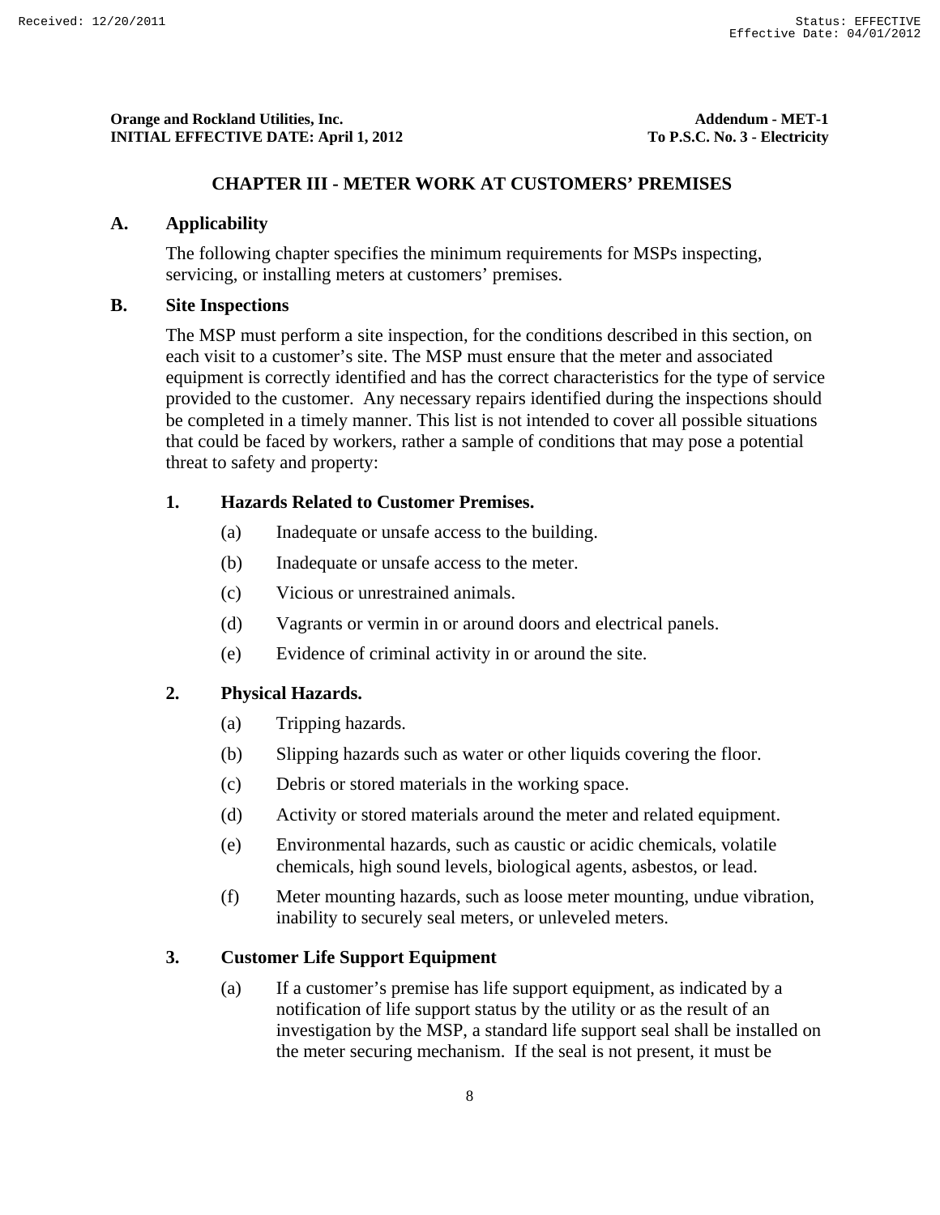## CHAPTER III - METER WORK AT CUSTOMERS' PREMISES

**A. Applicability**

The following chapter specifies the minimum requirements for MSPs inspecting, servicing, or installing meters at customers' premises.

**B. Site Inspections**

The MSP must perform a site inspection, for the conditions described in this section, on each visit to a customer's site. The MSP must ensure that the meter and associated equipment is correctly identified and has the correct characteristics for the type of service provided to the customer. Any necessary repairs identified during the inspections should be completed in a timely manner. This list is not intended to cover all possible situations that could be faced by workers, rather a sample of conditions that may pose a potential threat to safety and property:

**1. Hazards Related to Customer Premises.**

(a) Inadequate or unsafe access to the building.

(b) Inadequate or unsafe access to the meter.

(c) Vicious or unrestrained animals.

(d) Vagrants or vermin in or around doors and electrical panels.

(e) Evidence of criminal activity in or around the site.

**2. Physical Hazards.**

(a) Tripping hazards.

(b) Slipping hazards such as water or other liquids covering the floor.

(c) Debris or stored materials in the working space.

(d) Activity or stored materials around the meter and related equipment.

(e) Environmental hazards, such as caustic or acidic chemicals, volatile chemicals, high sound levels, biological agents, asbestos, or lead.

(f) Meter mounting hazards, such as loose meter mounting, undue vibration, inability to securely seal meters, or unleveled meters.

**3. Customer Life Support Equipment**

(a) If a customer's premise has life support equipment, as indicated by a notification of life support status by the utility or as the result of an investigation by the MSP, a standard life support seal shall be installed on the meter securing mechanism. If the seal is not present, it must be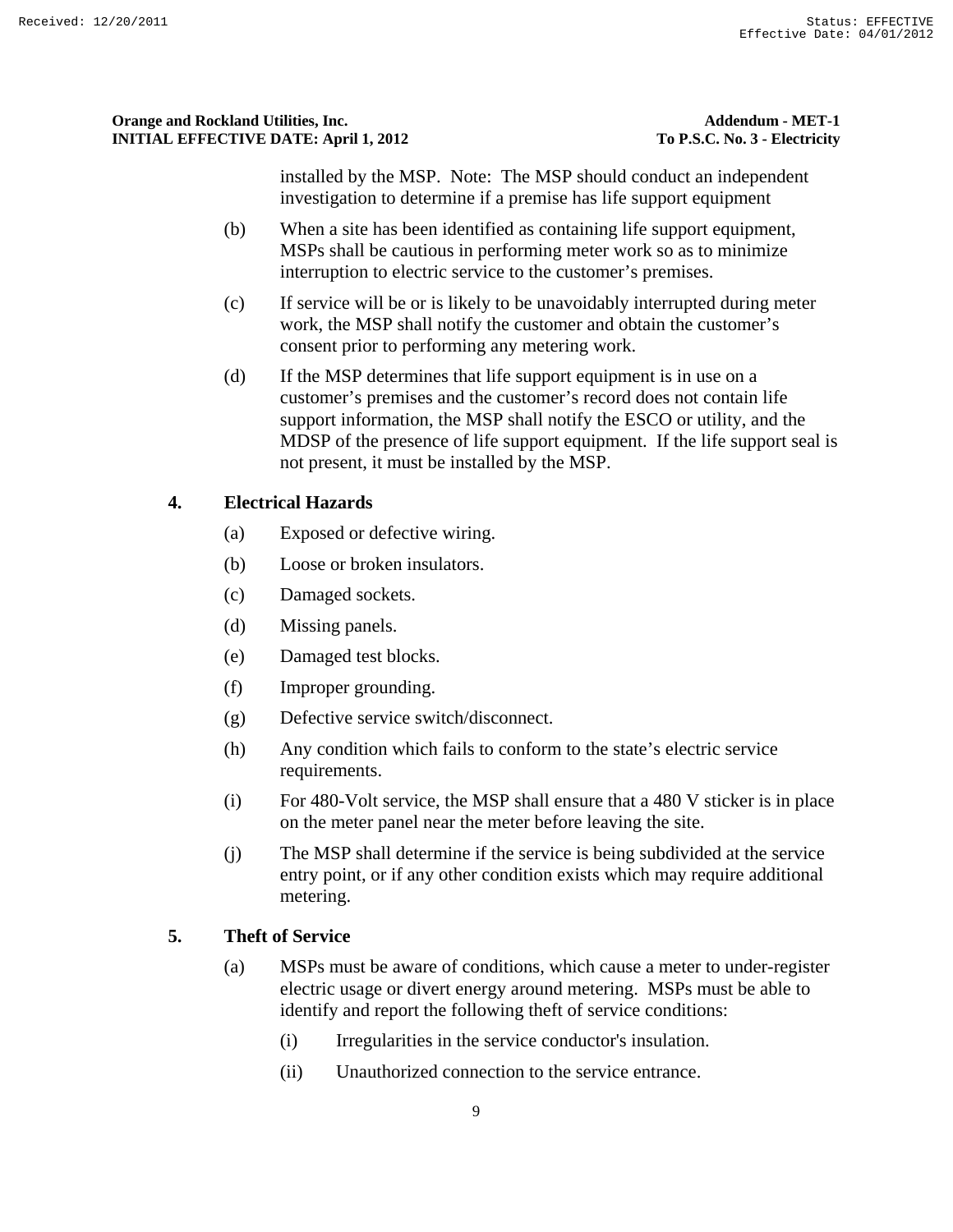installed by the MSP. Note: The MSP should conduct an independent investigation to determine if a premise has life support equipment

(b) When a site has been identified as containing life support equipment, MSPs shall be cautious in performing meter work so as to minimize interruption to electric service to the customer's premises.

(c) If service will be or is likely to be unavoidably interrupted during meter work, the MSP shall notify the customer and obtain the customer's consent prior to performing any metering work.

(d) If the MSP determines that life support equipment is in use on a customer's premises and the customer's record does not contain life support information, the MSP shall notify the ESCO or utility, and the MDSP of the presence of life support equipment. If the life support seal is not present, it must be installed by the MSP.

**4. Electrical Hazards**

(a) Exposed or defective wiring.

(b) Loose or broken insulators.

(c) Damaged sockets.

(d) Missing panels.

(e) Damaged test blocks.

(f) Improper grounding.

(g) Defective service switch/disconnect.

(h) Any condition which fails to conform to the state's electric service requirements.

(i) For 480-Volt service, the MSP shall ensure that a 480 V sticker is in place on the meter panel near the meter before leaving the site.

(j) The MSP shall determine if the service is being subdivided at the service entry point, or if any other condition exists which may require additional metering.

**5. Theft of Service**

(a) MSPs must be aware of conditions, which cause a meter to under-register electric usage or divert energy around metering. MSPs must be able to identify and report the following theft of service conditions:

(i) Irregularities in the service conductor's insulation.

(ii) Unauthorized connection to the service entrance.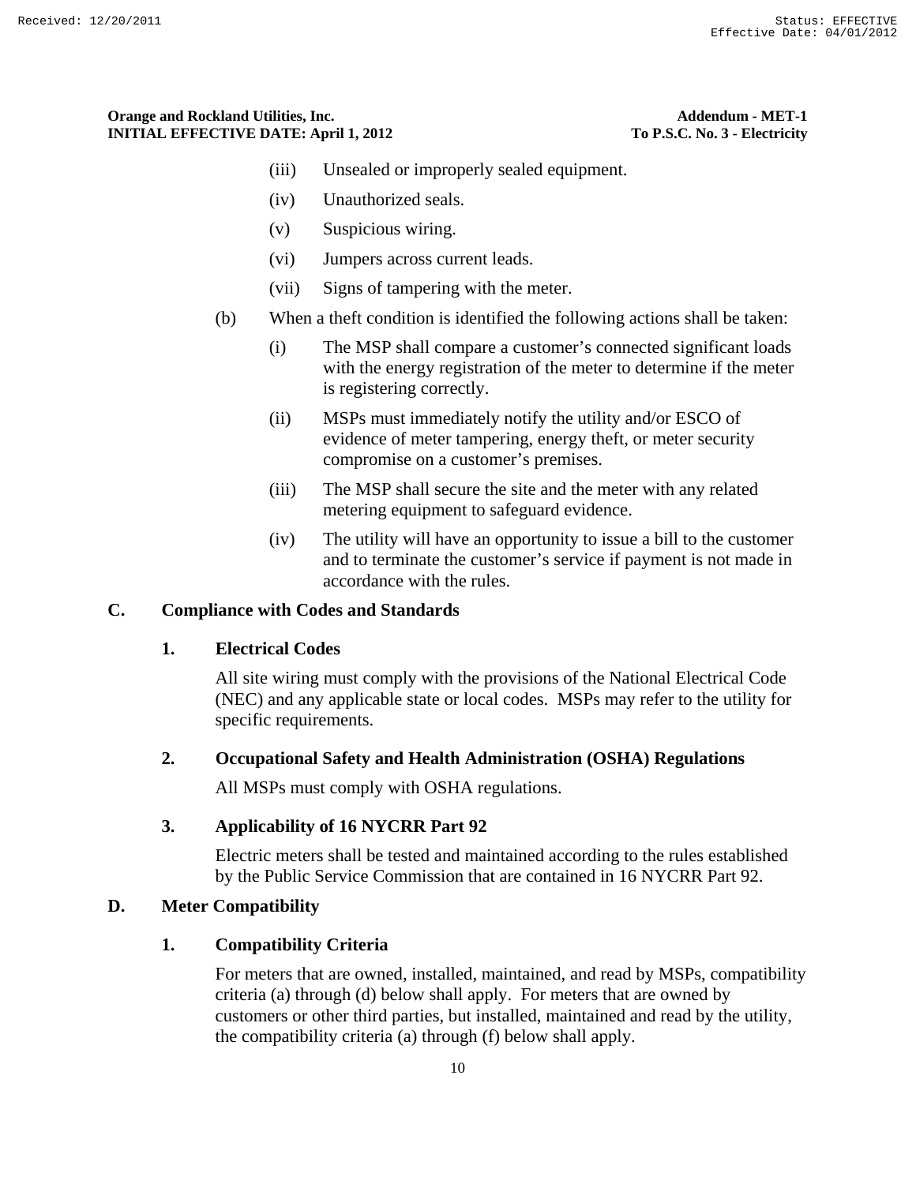(iii) Unsealed or improperly sealed equipment.

(iv) Unauthorized seals.

(v) Suspicious wiring.

(vi) Jumpers across current leads.

(vii) Signs of tampering with the meter.

(b) When a theft condition is identified the following actions shall be taken:

(i) The MSP shall compare a customer's connected significant loads with the energy registration of the meter to determine if the meter is registering correctly.

(ii) MSPs must immediately notify the utility and/or ESCO of evidence of meter tampering, energy theft, or meter security compromise on a customer's premises.

(iii) The MSP shall secure the site and the meter with any related metering equipment to safeguard evidence.

(iv) The utility will have an opportunity to issue a bill to the customer and to terminate the customer's service if payment is not made in accordance with the rules.

## C. Compliance with Codes and Standards

### 1. Electrical Codes

All site wiring must comply with the provisions of the National Electrical Code (NEC) and any applicable state or local codes. MSPs may refer to the utility for specific requirements.

### 2. Occupational Safety and Health Administration (OSHA) Regulations

All MSPs must comply with OSHA regulations.

### 3. Applicability of 16 NYCRR Part 92

Electric meters shall be tested and maintained according to the rules established by the Public Service Commission that are contained in 16 NYCRR Part 92.

## D. Meter Compatibility

### 1. Compatibility Criteria

For meters that are owned, installed, maintained, and read by MSPs, compatibility criteria (a) through (d) below shall apply. For meters that are owned by customers or other third parties, but installed, maintained and read by the utility, the compatibility criteria (a) through (f) below shall apply.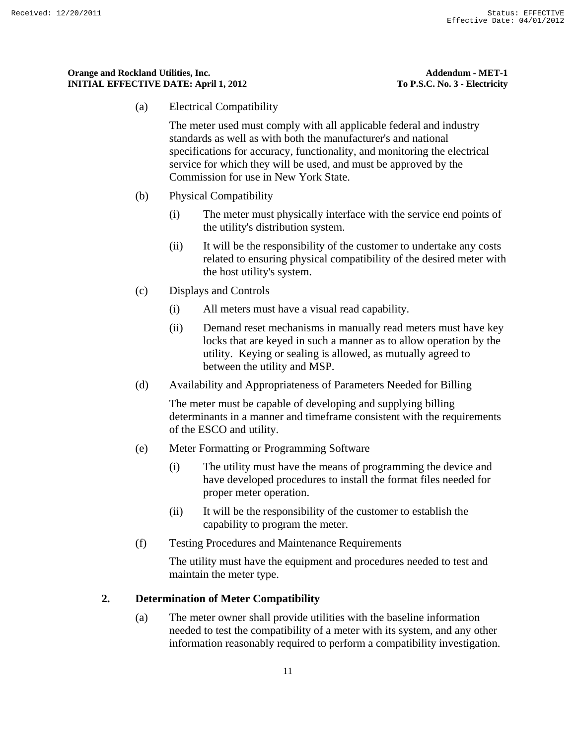(a) Electrical Compatibility

The meter used must comply with all applicable federal and industry standards as well as with both the manufacturer's and national specifications for accuracy, functionality, and monitoring the electrical service for which they will be used, and must be approved by the Commission for use in New York State.

(b) Physical Compatibility

(i) The meter must physically interface with the service end points of the utility's distribution system.

(ii) It will be the responsibility of the customer to undertake any costs related to ensuring physical compatibility of the desired meter with the host utility's system.

(c) Displays and Controls

(i) All meters must have a visual read capability.

(ii) Demand reset mechanisms in manually read meters must have key locks that are keyed in such a manner as to allow operation by the utility. Keying or sealing is allowed, as mutually agreed to between the utility and MSP.

(d) Availability and Appropriateness of Parameters Needed for Billing

The meter must be capable of developing and supplying billing determinants in a manner and timeframe consistent with the requirements of the ESCO and utility.

(e) Meter Formatting or Programming Software

(i) The utility must have the means of programming the device and have developed procedures to install the format files needed for proper meter operation.

(ii) It will be the responsibility of the customer to establish the capability to program the meter.

(f) Testing Procedures and Maintenance Requirements

The utility must have the equipment and procedures needed to test and maintain the meter type.

## 2. Determination of Meter Compatibility

(a) The meter owner shall provide utilities with the baseline information needed to test the compatibility of a meter with its system, and any other information reasonably required to perform a compatibility investigation.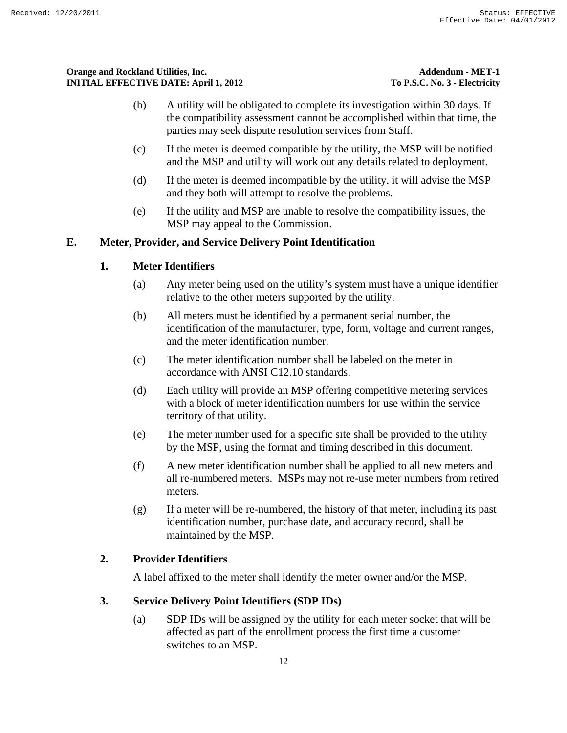(b) A utility will be obligated to complete its investigation within 30 days. If the compatibility assessment cannot be accomplished within that time, the parties may seek dispute resolution services from Staff.

(c) If the meter is deemed compatible by the utility, the MSP will be notified and the MSP and utility will work out any details related to deployment.

(d) If the meter is deemed incompatible by the utility, it will advise the MSP and they both will attempt to resolve the problems.

(e) If the utility and MSP are unable to resolve the compatibility issues, the MSP may appeal to the Commission.

## E. Meter, Provider, and Service Delivery Point Identification

### 1. Meter Identifiers

(a) Any meter being used on the utility's system must have a unique identifier relative to the other meters supported by the utility.

(b) All meters must be identified by a permanent serial number, the identification of the manufacturer, type, form, voltage and current ranges, and the meter identification number.

(c) The meter identification number shall be labeled on the meter in accordance with ANSI C12.10 standards.

(d) Each utility will provide an MSP offering competitive metering services with a block of meter identification numbers for use within the service territory of that utility.

(e) The meter number used for a specific site shall be provided to the utility by the MSP, using the format and timing described in this document.

(f) A new meter identification number shall be applied to all new meters and all re-numbered meters. MSPs may not re-use meter numbers from retired meters.

(g) If a meter will be re-numbered, the history of that meter, including its past identification number, purchase date, and accuracy record, shall be maintained by the MSP.

### 2. Provider Identifiers

A label affixed to the meter shall identify the meter owner and/or the MSP.

### 3. Service Delivery Point Identifiers (SDP IDs)

(a) SDP IDs will be assigned by the utility for each meter socket that will be affected as part of the enrollment process the first time a customer switches to an MSP.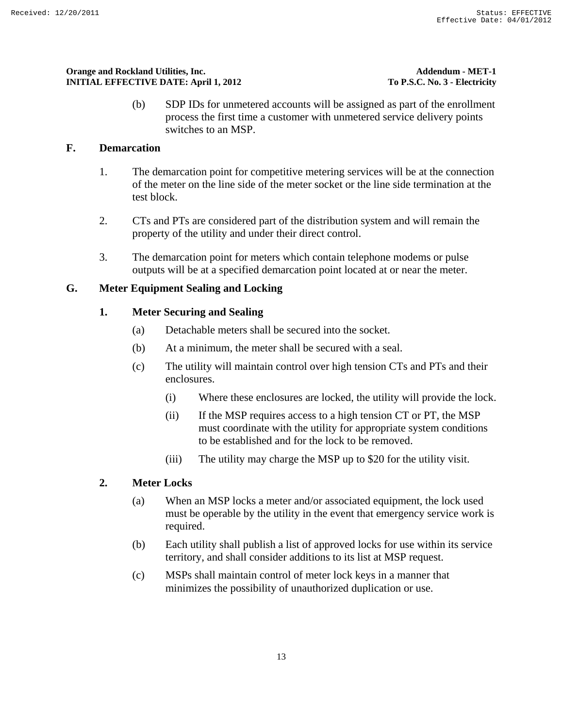(b) SDP IDs for unmetered accounts will be assigned as part of the enrollment process the first time a customer with unmetered service delivery points switches to an MSP.

## F. Demarcation

1. The demarcation point for competitive metering services will be at the connection of the meter on the line side of the meter socket or the line side termination at the test block.

2. CTs and PTs are considered part of the distribution system and will remain the property of the utility and under their direct control.

3. The demarcation point for meters which contain telephone modems or pulse outputs will be at a specified demarcation point located at or near the meter.

## G. Meter Equipment Sealing and Locking

### 1. Meter Securing and Sealing

(a) Detachable meters shall be secured into the socket.

(b) At a minimum, the meter shall be secured with a seal.

(c) The utility will maintain control over high tension CTs and PTs and their enclosures.

(i) Where these enclosures are locked, the utility will provide the lock.

(ii) If the MSP requires access to a high tension CT or PT, the MSP must coordinate with the utility for appropriate system conditions to be established and for the lock to be removed.

(iii) The utility may charge the MSP up to $20 for the utility visit.

### 2. Meter Locks

(a) When an MSP locks a meter and/or associated equipment, the lock used must be operable by the utility in the event that emergency service work is required.

(b) Each utility shall publish a list of approved locks for use within its service territory, and shall consider additions to its list at MSP request.

(c) MSPs shall maintain control of meter lock keys in a manner that minimizes the possibility of unauthorized duplication or use.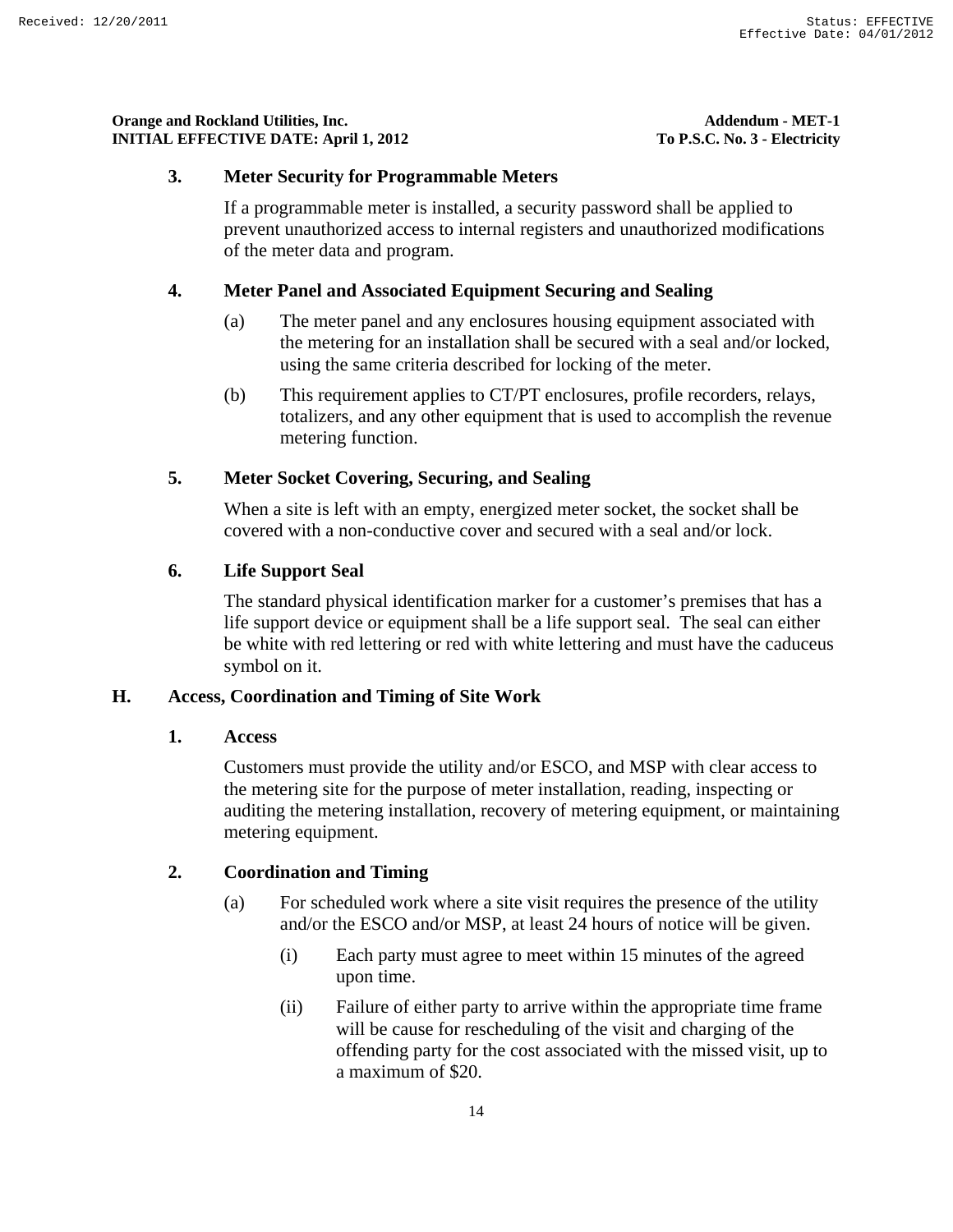### 3. Meter Security for Programmable Meters

If a programmable meter is installed, a security password shall be applied to prevent unauthorized access to internal registers and unauthorized modifications of the meter data and program.

### 4. Meter Panel and Associated Equipment Securing and Sealing

(a) The meter panel and any enclosures housing equipment associated with the metering for an installation shall be secured with a seal and/or locked, using the same criteria described for locking of the meter.

(b) This requirement applies to CT/PT enclosures, profile recorders, relays, totalizers, and any other equipment that is used to accomplish the revenue metering function.

### 5. Meter Socket Covering, Securing, and Sealing

When a site is left with an empty, energized meter socket, the socket shall be covered with a non-conductive cover and secured with a seal and/or lock.

### 6. Life Support Seal

The standard physical identification marker for a customer's premises that has a life support device or equipment shall be a life support seal. The seal can either be white with red lettering or red with white lettering and must have the caduceus symbol on it.

## H. Access, Coordination and Timing of Site Work

### 1. Access

Customers must provide the utility and/or ESCO, and MSP with clear access to the metering site for the purpose of meter installation, reading, inspecting or auditing the metering installation, recovery of metering equipment, or maintaining metering equipment.

### 2. Coordination and Timing

(a) For scheduled work where a site visit requires the presence of the utility and/or the ESCO and/or MSP, at least 24 hours of notice will be given.

(i) Each party must agree to meet within 15 minutes of the agreed upon time.

(ii) Failure of either party to arrive within the appropriate time frame will be cause for rescheduling of the visit and charging of the offending party for the cost associated with the missed visit, up to a maximum of $20.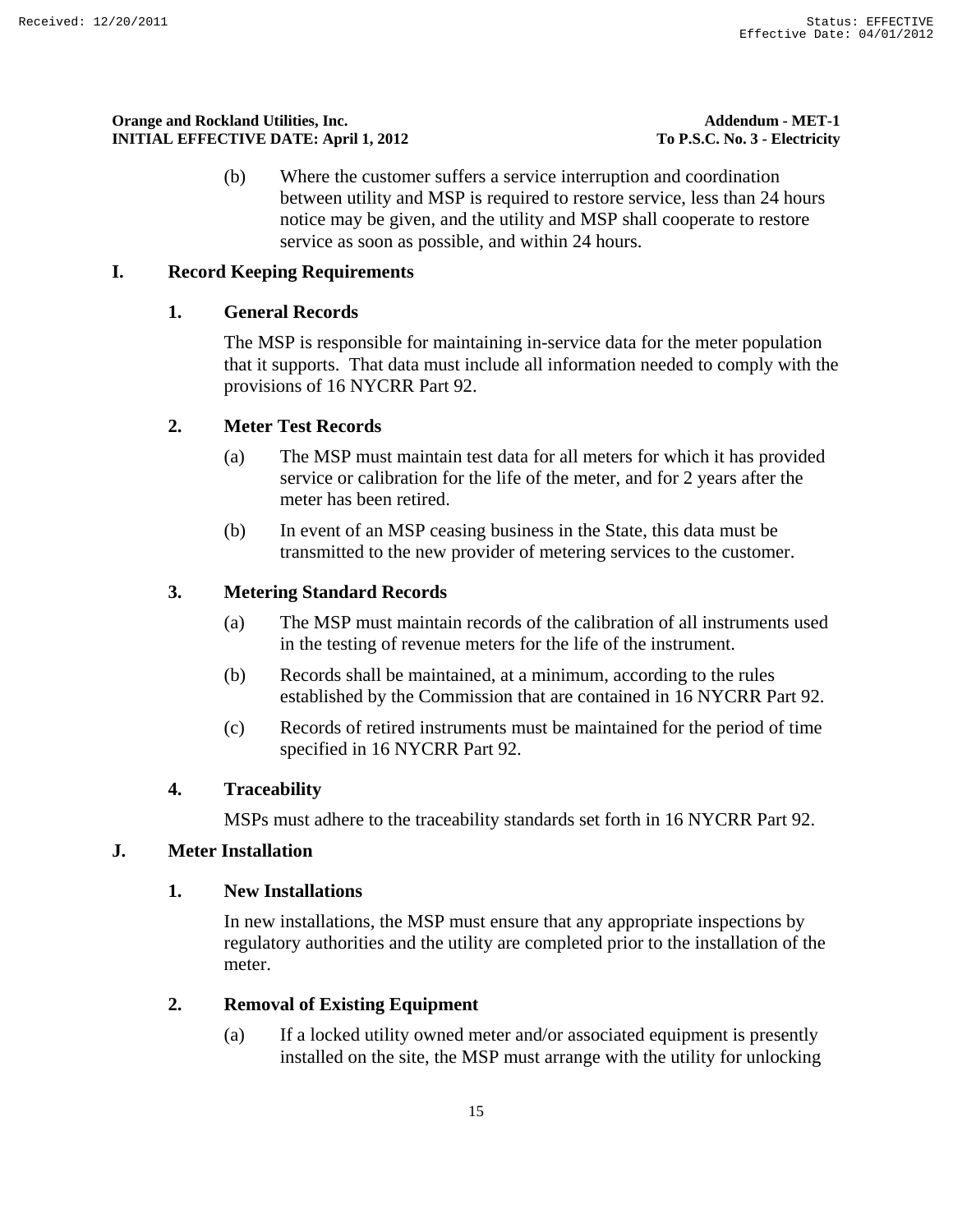(b) Where the customer suffers a service interruption and coordination between utility and MSP is required to restore service, less than 24 hours notice may be given, and the utility and MSP shall cooperate to restore service as soon as possible, and within 24 hours.

## I. Record Keeping Requirements

### 1. General Records

The MSP is responsible for maintaining in-service data for the meter population that it supports. That data must include all information needed to comply with the provisions of 16 NYCRR Part 92.

### 2. Meter Test Records

(a) The MSP must maintain test data for all meters for which it has provided service or calibration for the life of the meter, and for 2 years after the meter has been retired.

(b) In event of an MSP ceasing business in the State, this data must be transmitted to the new provider of metering services to the customer.

### 3. Metering Standard Records

(a) The MSP must maintain records of the calibration of all instruments used in the testing of revenue meters for the life of the instrument.

(b) Records shall be maintained, at a minimum, according to the rules established by the Commission that are contained in 16 NYCRR Part 92.

(c) Records of retired instruments must be maintained for the period of time specified in 16 NYCRR Part 92.

### 4. Traceability

MSPs must adhere to the traceability standards set forth in 16 NYCRR Part 92.

## J. Meter Installation

### 1. New Installations

In new installations, the MSP must ensure that any appropriate inspections by regulatory authorities and the utility are completed prior to the installation of the meter.

### 2. Removal of Existing Equipment

(a) If a locked utility owned meter and/or associated equipment is presently installed on the site, the MSP must arrange with the utility for unlocking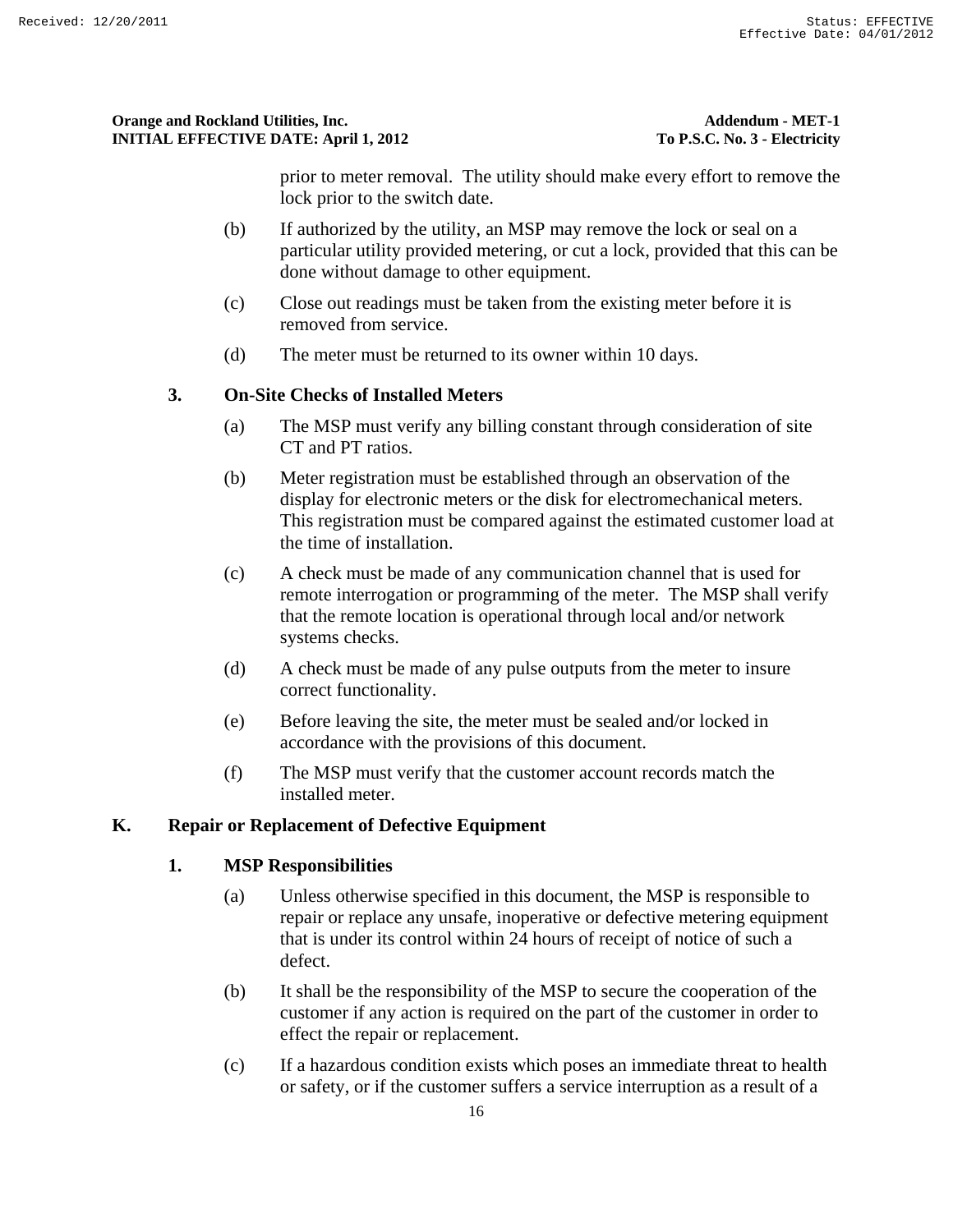prior to meter removal. The utility should make every effort to remove the lock prior to the switch date.

(b) If authorized by the utility, an MSP may remove the lock or seal on a particular utility provided metering, or cut a lock, provided that this can be done without damage to other equipment.

(c) Close out readings must be taken from the existing meter before it is removed from service.

(d) The meter must be returned to its owner within 10 days.

### 3. On-Site Checks of Installed Meters

(a) The MSP must verify any billing constant through consideration of site CT and PT ratios.

(b) Meter registration must be established through an observation of the display for electronic meters or the disk for electromechanical meters. This registration must be compared against the estimated customer load at the time of installation.

(c) A check must be made of any communication channel that is used for remote interrogation or programming of the meter. The MSP shall verify that the remote location is operational through local and/or network systems checks.

(d) A check must be made of any pulse outputs from the meter to insure correct functionality.

(e) Before leaving the site, the meter must be sealed and/or locked in accordance with the provisions of this document.

(f) The MSP must verify that the customer account records match the installed meter.

## K. Repair or Replacement of Defective Equipment

### 1. MSP Responsibilities

(a) Unless otherwise specified in this document, the MSP is responsible to repair or replace any unsafe, inoperative or defective metering equipment that is under its control within 24 hours of receipt of notice of such a defect.

(b) It shall be the responsibility of the MSP to secure the cooperation of the customer if any action is required on the part of the customer in order to effect the repair or replacement.

(c) If a hazardous condition exists which poses an immediate threat to health or safety, or if the customer suffers a service interruption as a result of a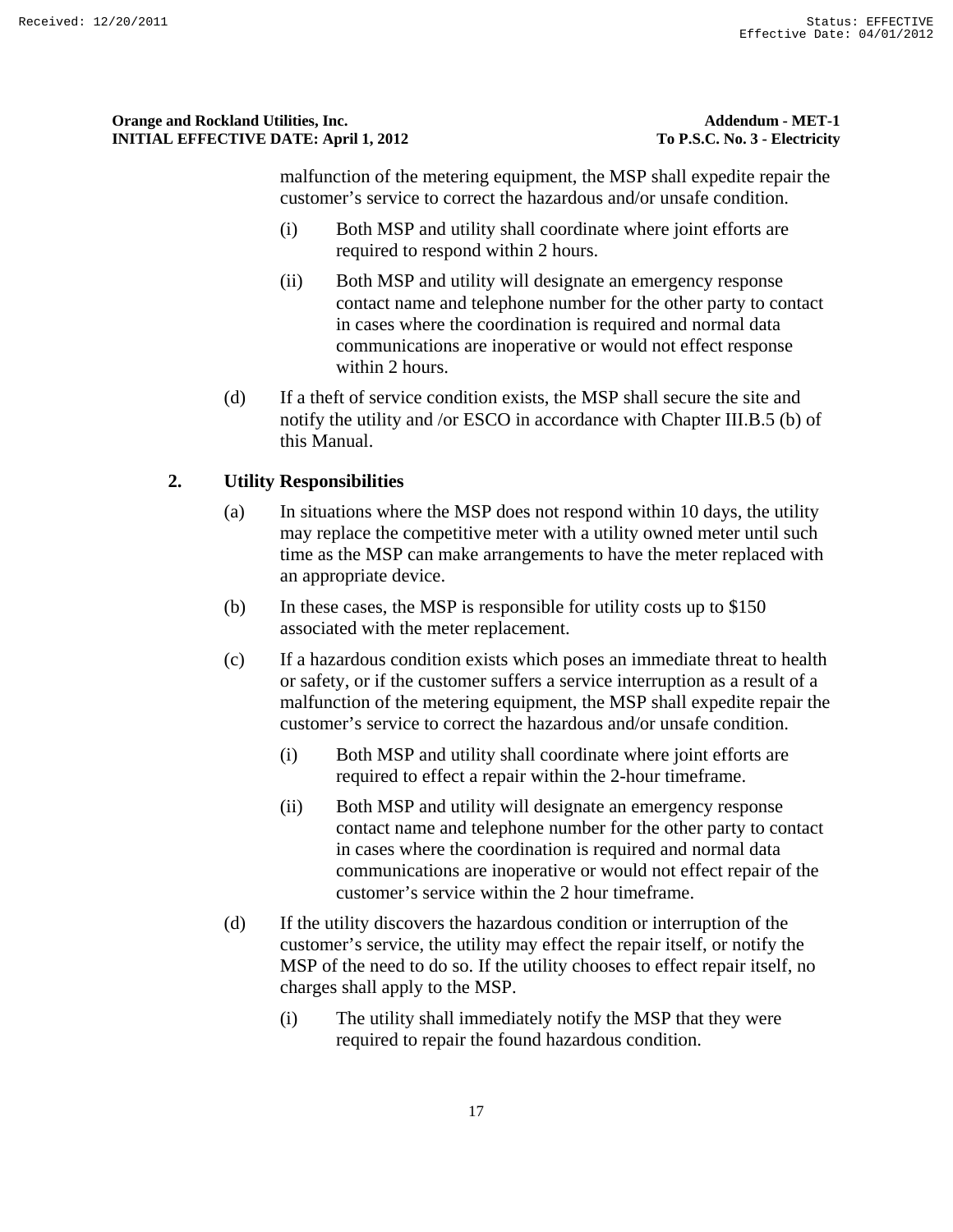malfunction of the metering equipment, the MSP shall expedite repair the customer's service to correct the hazardous and/or unsafe condition.

(i) Both MSP and utility shall coordinate where joint efforts are required to respond within 2 hours.

(ii) Both MSP and utility will designate an emergency response contact name and telephone number for the other party to contact in cases where the coordination is required and normal data communications are inoperative or would not effect response within 2 hours.

(d) If a theft of service condition exists, the MSP shall secure the site and notify the utility and /or ESCO in accordance with Chapter III.B.5 (b) of this Manual.

**2. Utility Responsibilities**

(a) In situations where the MSP does not respond within 10 days, the utility may replace the competitive meter with a utility owned meter until such time as the MSP can make arrangements to have the meter replaced with an appropriate device.

(b) In these cases, the MSP is responsible for utility costs up to $150 associated with the meter replacement.

(c) If a hazardous condition exists which poses an immediate threat to health or safety, or if the customer suffers a service interruption as a result of a malfunction of the metering equipment, the MSP shall expedite repair the customer's service to correct the hazardous and/or unsafe condition.

(i) Both MSP and utility shall coordinate where joint efforts are required to effect a repair within the 2-hour timeframe.

(ii) Both MSP and utility will designate an emergency response contact name and telephone number for the other party to contact in cases where the coordination is required and normal data communications are inoperative or would not effect repair of the customer's service within the 2 hour timeframe.

(d) If the utility discovers the hazardous condition or interruption of the customer's service, the utility may effect the repair itself, or notify the MSP of the need to do so. If the utility chooses to effect repair itself, no charges shall apply to the MSP.

(i) The utility shall immediately notify the MSP that they were required to repair the found hazardous condition.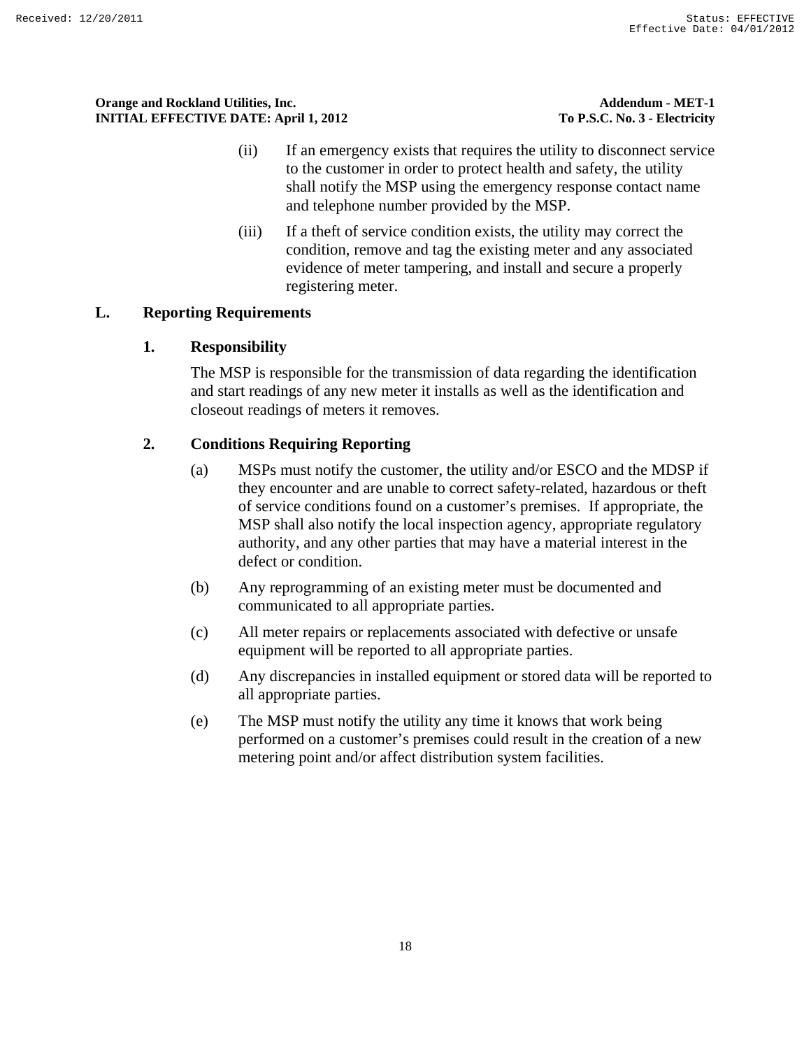(ii) If an emergency exists that requires the utility to disconnect service to the customer in order to protect health and safety, the utility shall notify the MSP using the emergency response contact name and telephone number provided by the MSP.

(iii) If a theft of service condition exists, the utility may correct the condition, remove and tag the existing meter and any associated evidence of meter tampering, and install and secure a properly registering meter.

## L. Reporting Requirements

### 1. Responsibility

The MSP is responsible for the transmission of data regarding the identification and start readings of any new meter it installs as well as the identification and closeout readings of meters it removes.

### 2. Conditions Requiring Reporting

(a) MSPs must notify the customer, the utility and/or ESCO and the MDSP if they encounter and are unable to correct safety-related, hazardous or theft of service conditions found on a customer's premises. If appropriate, the MSP shall also notify the local inspection agency, appropriate regulatory authority, and any other parties that may have a material interest in the defect or condition.

(b) Any reprogramming of an existing meter must be documented and communicated to all appropriate parties.

(c) All meter repairs or replacements associated with defective or unsafe equipment will be reported to all appropriate parties.

(d) Any discrepancies in installed equipment or stored data will be reported to all appropriate parties.

(e) The MSP must notify the utility any time it knows that work being performed on a customer's premises could result in the creation of a new metering point and/or affect distribution system facilities.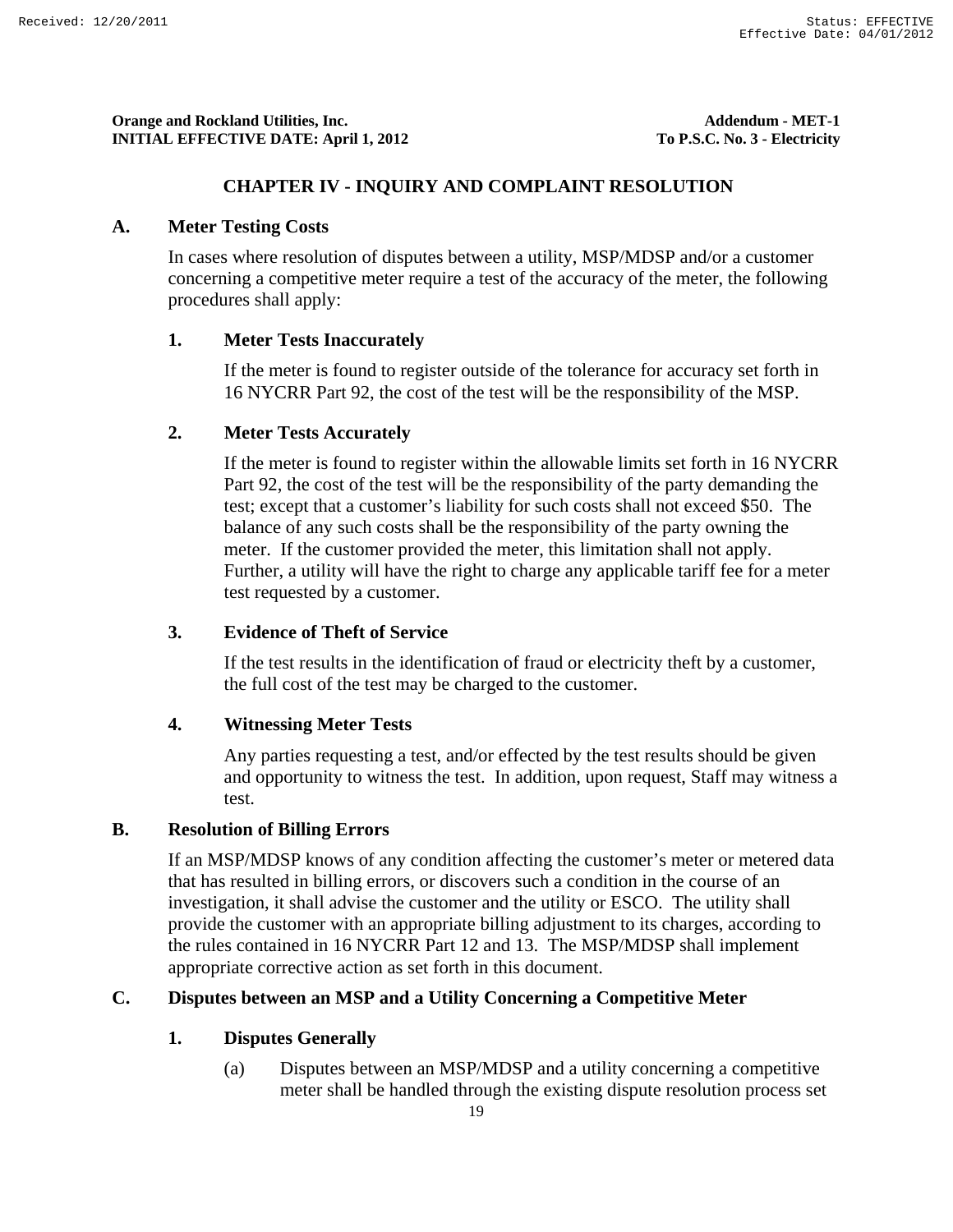## CHAPTER IV - INQUIRY AND COMPLAINT RESOLUTION

### A. Meter Testing Costs

In cases where resolution of disputes between a utility, MSP/MDSP and/or a customer concerning a competitive meter require a test of the accuracy of the meter, the following procedures shall apply:

#### 1. Meter Tests Inaccurately

If the meter is found to register outside of the tolerance for accuracy set forth in 16 NYCRR Part 92, the cost of the test will be the responsibility of the MSP.

#### 2. Meter Tests Accurately

If the meter is found to register within the allowable limits set forth in 16 NYCRR Part 92, the cost of the test will be the responsibility of the party demanding the test; except that a customer's liability for such costs shall not exceed $50. The balance of any such costs shall be the responsibility of the party owning the meter. If the customer provided the meter, this limitation shall not apply. Further, a utility will have the right to charge any applicable tariff fee for a meter test requested by a customer.

#### 3. Evidence of Theft of Service

If the test results in the identification of fraud or electricity theft by a customer, the full cost of the test may be charged to the customer.

#### 4. Witnessing Meter Tests

Any parties requesting a test, and/or effected by the test results should be given and opportunity to witness the test. In addition, upon request, Staff may witness a test.

### B. Resolution of Billing Errors

If an MSP/MDSP knows of any condition affecting the customer's meter or metered data that has resulted in billing errors, or discovers such a condition in the course of an investigation, it shall advise the customer and the utility or ESCO. The utility shall provide the customer with an appropriate billing adjustment to its charges, according to the rules contained in 16 NYCRR Part 12 and 13. The MSP/MDSP shall implement appropriate corrective action as set forth in this document.

### C. Disputes between an MSP and a Utility Concerning a Competitive Meter

#### 1. Disputes Generally

(a) Disputes between an MSP/MDSP and a utility concerning a competitive meter shall be handled through the existing dispute resolution process set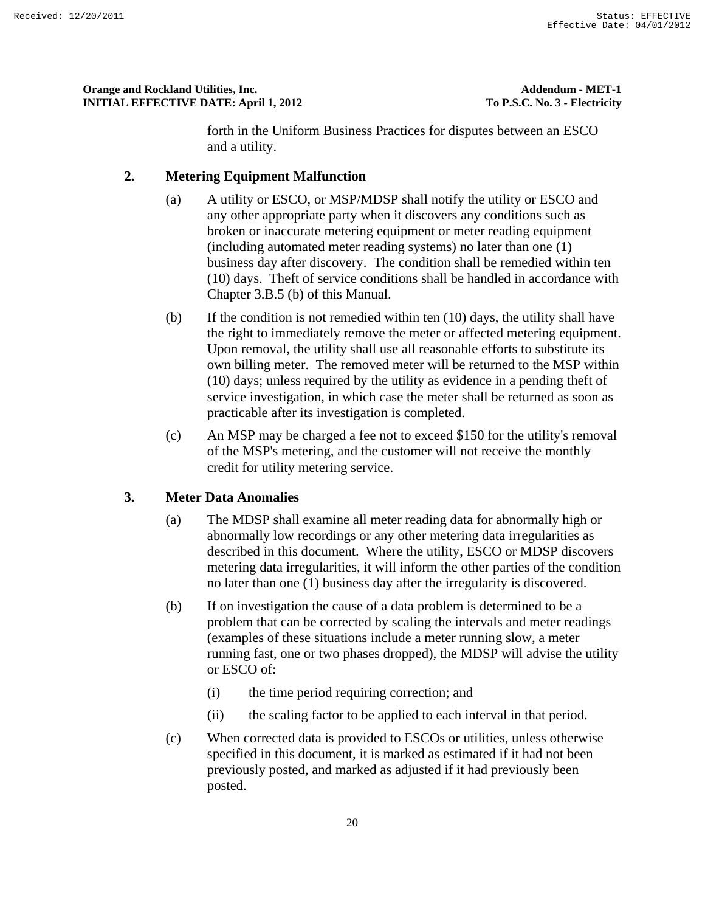forth in the Uniform Business Practices for disputes between an ESCO and a utility.

**2. Metering Equipment Malfunction**

(a) A utility or ESCO, or MSP/MDSP shall notify the utility or ESCO and any other appropriate party when it discovers any conditions such as broken or inaccurate metering equipment or meter reading equipment (including automated meter reading systems) no later than one (1) business day after discovery. The condition shall be remedied within ten (10) days. Theft of service conditions shall be handled in accordance with Chapter 3.B.5 (b) of this Manual.

(b) If the condition is not remedied within ten (10) days, the utility shall have the right to immediately remove the meter or affected metering equipment. Upon removal, the utility shall use all reasonable efforts to substitute its own billing meter. The removed meter will be returned to the MSP within (10) days; unless required by the utility as evidence in a pending theft of service investigation, in which case the meter shall be returned as soon as practicable after its investigation is completed.

(c) An MSP may be charged a fee not to exceed $150 for the utility's removal of the MSP's metering, and the customer will not receive the monthly credit for utility metering service.

**3. Meter Data Anomalies**

(a) The MDSP shall examine all meter reading data for abnormally high or abnormally low recordings or any other metering data irregularities as described in this document. Where the utility, ESCO or MDSP discovers metering data irregularities, it will inform the other parties of the condition no later than one (1) business day after the irregularity is discovered.

(b) If on investigation the cause of a data problem is determined to be a problem that can be corrected by scaling the intervals and meter readings (examples of these situations include a meter running slow, a meter running fast, one or two phases dropped), the MDSP will advise the utility or ESCO of:

(i) the time period requiring correction; and

(ii) the scaling factor to be applied to each interval in that period.

(c) When corrected data is provided to ESCOs or utilities, unless otherwise specified in this document, it is marked as estimated if it had not been previously posted, and marked as adjusted if it had previously been posted.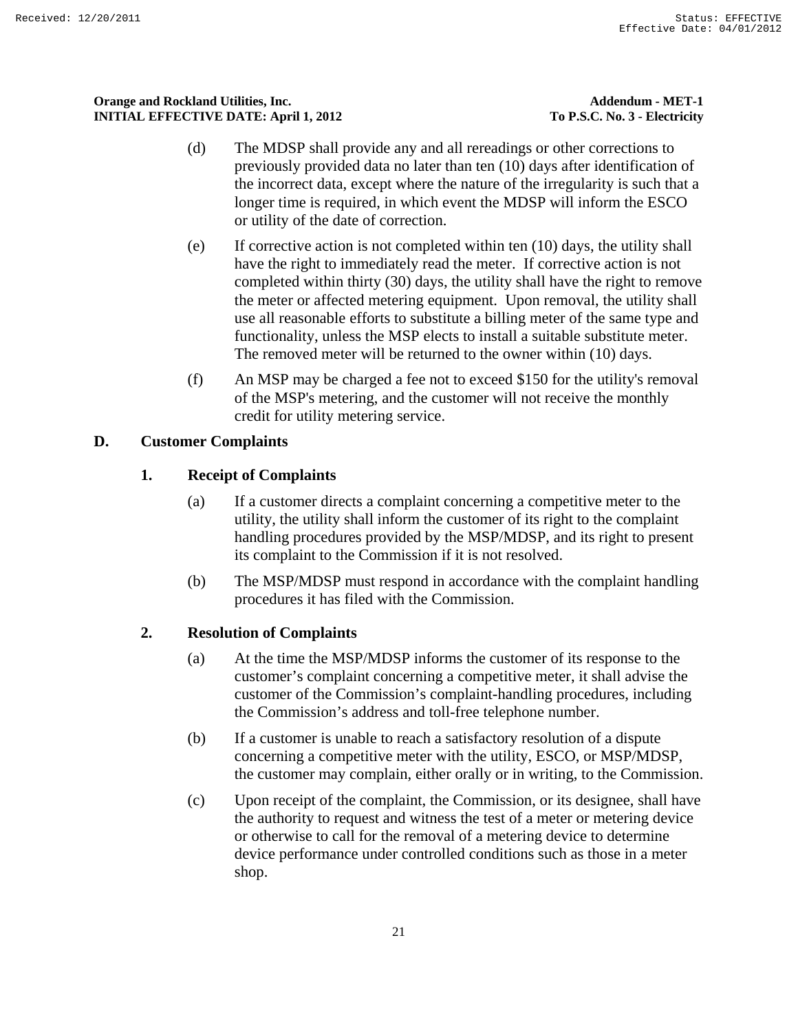(d) The MDSP shall provide any and all rereadings or other corrections to previously provided data no later than ten (10) days after identification of the incorrect data, except where the nature of the irregularity is such that a longer time is required, in which event the MDSP will inform the ESCO or utility of the date of correction.

(e) If corrective action is not completed within ten (10) days, the utility shall have the right to immediately read the meter. If corrective action is not completed within thirty (30) days, the utility shall have the right to remove the meter or affected metering equipment. Upon removal, the utility shall use all reasonable efforts to substitute a billing meter of the same type and functionality, unless the MSP elects to install a suitable substitute meter. The removed meter will be returned to the owner within (10) days.

(f) An MSP may be charged a fee not to exceed $150 for the utility's removal of the MSP's metering, and the customer will not receive the monthly credit for utility metering service.

## D. Customer Complaints

### 1. Receipt of Complaints

(a) If a customer directs a complaint concerning a competitive meter to the utility, the utility shall inform the customer of its right to the complaint handling procedures provided by the MSP/MDSP, and its right to present its complaint to the Commission if it is not resolved.

(b) The MSP/MDSP must respond in accordance with the complaint handling procedures it has filed with the Commission.

### 2. Resolution of Complaints

(a) At the time the MSP/MDSP informs the customer of its response to the customer's complaint concerning a competitive meter, it shall advise the customer of the Commission's complaint-handling procedures, including the Commission's address and toll-free telephone number.

(b) If a customer is unable to reach a satisfactory resolution of a dispute concerning a competitive meter with the utility, ESCO, or MSP/MDSP, the customer may complain, either orally or in writing, to the Commission.

(c) Upon receipt of the complaint, the Commission, or its designee, shall have the authority to request and witness the test of a meter or metering device or otherwise to call for the removal of a metering device to determine device performance under controlled conditions such as those in a meter shop.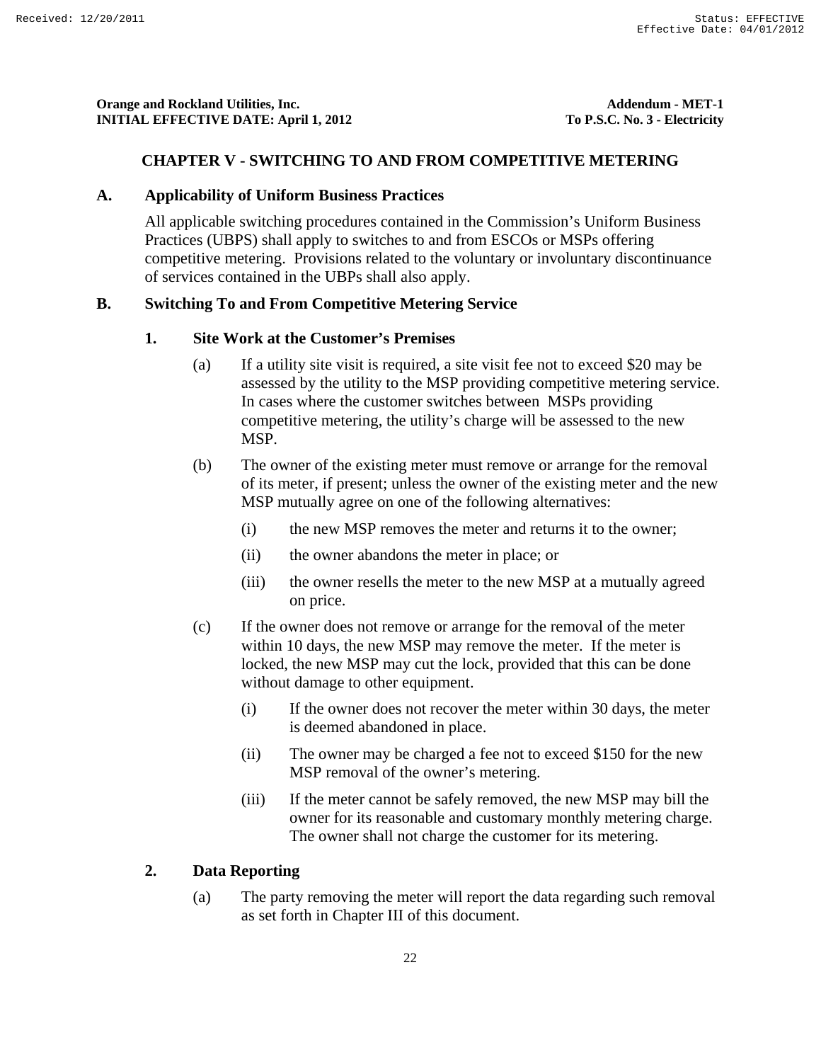## CHAPTER V - SWITCHING TO AND FROM COMPETITIVE METERING

**A. Applicability of Uniform Business Practices**

All applicable switching procedures contained in the Commission's Uniform Business Practices (UBPS) shall apply to switches to and from ESCOs or MSPs offering competitive metering. Provisions related to the voluntary or involuntary discontinuance of services contained in the UBPs shall also apply.

**B. Switching To and From Competitive Metering Service**

**1. Site Work at the Customer's Premises**

(a) If a utility site visit is required, a site visit fee not to exceed $20 may be assessed by the utility to the MSP providing competitive metering service. In cases where the customer switches between MSPs providing competitive metering, the utility's charge will be assessed to the new MSP.

(b) The owner of the existing meter must remove or arrange for the removal of its meter, if present; unless the owner of the existing meter and the new MSP mutually agree on one of the following alternatives:

(i) the new MSP removes the meter and returns it to the owner;

(ii) the owner abandons the meter in place; or

(iii) the owner resells the meter to the new MSP at a mutually agreed on price.

(c) If the owner does not remove or arrange for the removal of the meter within 10 days, the new MSP may remove the meter. If the meter is locked, the new MSP may cut the lock, provided that this can be done without damage to other equipment.

(i) If the owner does not recover the meter within 30 days, the meter is deemed abandoned in place.

(ii) The owner may be charged a fee not to exceed $150 for the new MSP removal of the owner's metering.

(iii) If the meter cannot be safely removed, the new MSP may bill the owner for its reasonable and customary monthly metering charge. The owner shall not charge the customer for its metering.

**2. Data Reporting**

(a) The party removing the meter will report the data regarding such removal as set forth in Chapter III of this document.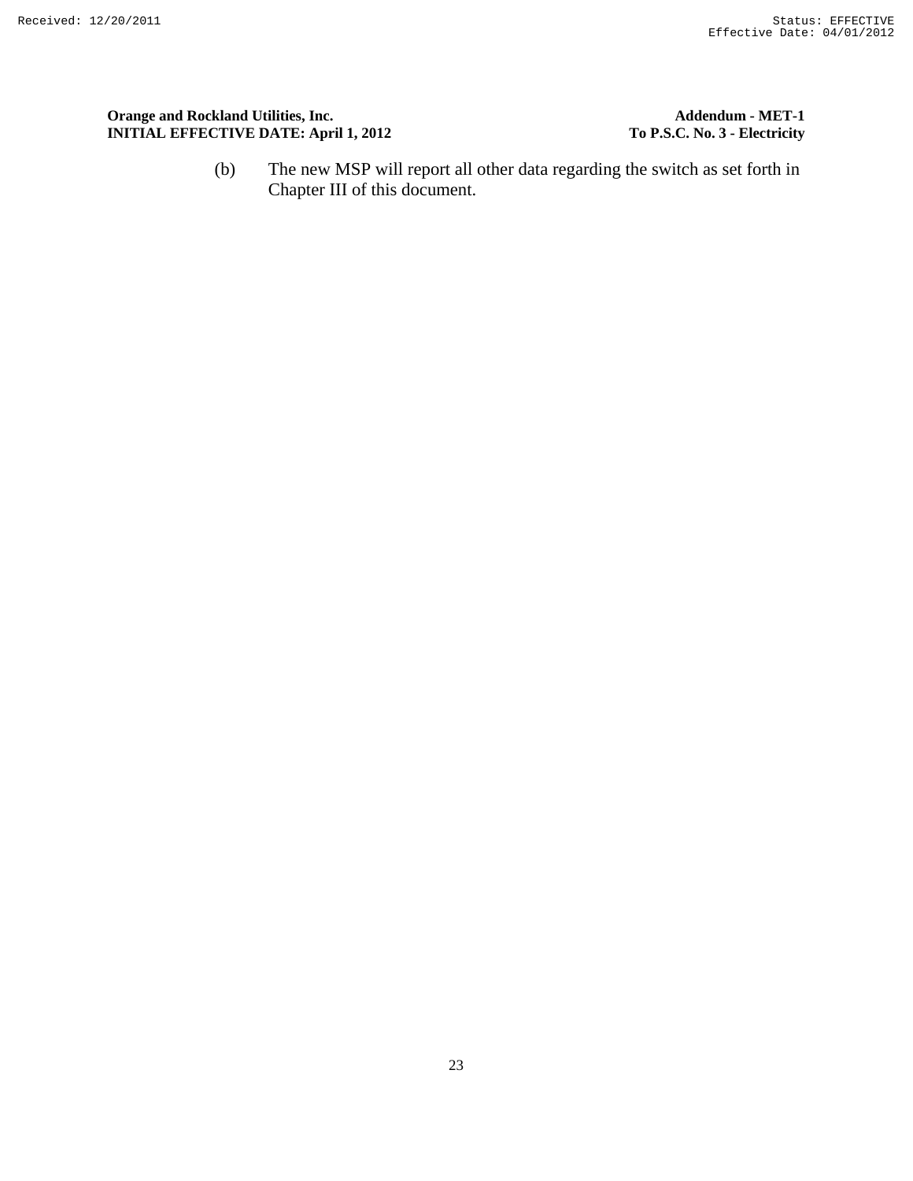(b) The new MSP will report all other data regarding the switch as set forth in Chapter III of this document.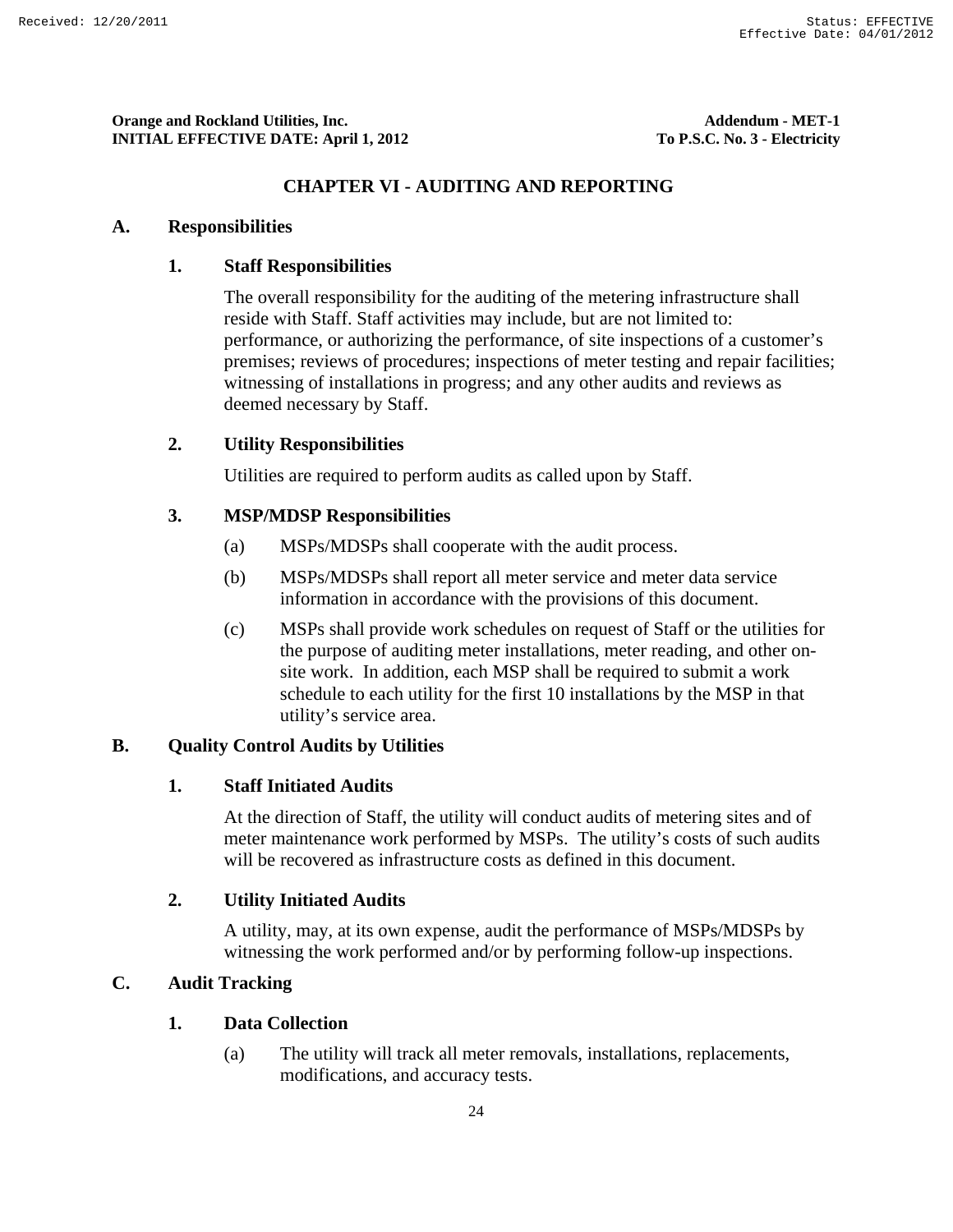## CHAPTER VI - AUDITING AND REPORTING

### A. Responsibilities

#### 1. Staff Responsibilities

The overall responsibility for the auditing of the metering infrastructure shall reside with Staff. Staff activities may include, but are not limited to: performance, or authorizing the performance, of site inspections of a customer's premises; reviews of procedures; inspections of meter testing and repair facilities; witnessing of installations in progress; and any other audits and reviews as deemed necessary by Staff.

#### 2. Utility Responsibilities

Utilities are required to perform audits as called upon by Staff.

#### 3. MSP/MDSP Responsibilities

(a) MSPs/MDSPs shall cooperate with the audit process.

(b) MSPs/MDSPs shall report all meter service and meter data service information in accordance with the provisions of this document.

(c) MSPs shall provide work schedules on request of Staff or the utilities for the purpose of auditing meter installations, meter reading, and other on-site work. In addition, each MSP shall be required to submit a work schedule to each utility for the first 10 installations by the MSP in that utility's service area.

### B. Quality Control Audits by Utilities

#### 1. Staff Initiated Audits

At the direction of Staff, the utility will conduct audits of metering sites and of meter maintenance work performed by MSPs. The utility's costs of such audits will be recovered as infrastructure costs as defined in this document.

#### 2. Utility Initiated Audits

A utility, may, at its own expense, audit the performance of MSPs/MDSPs by witnessing the work performed and/or by performing follow-up inspections.

### C. Audit Tracking

#### 1. Data Collection

(a) The utility will track all meter removals, installations, replacements, modifications, and accuracy tests.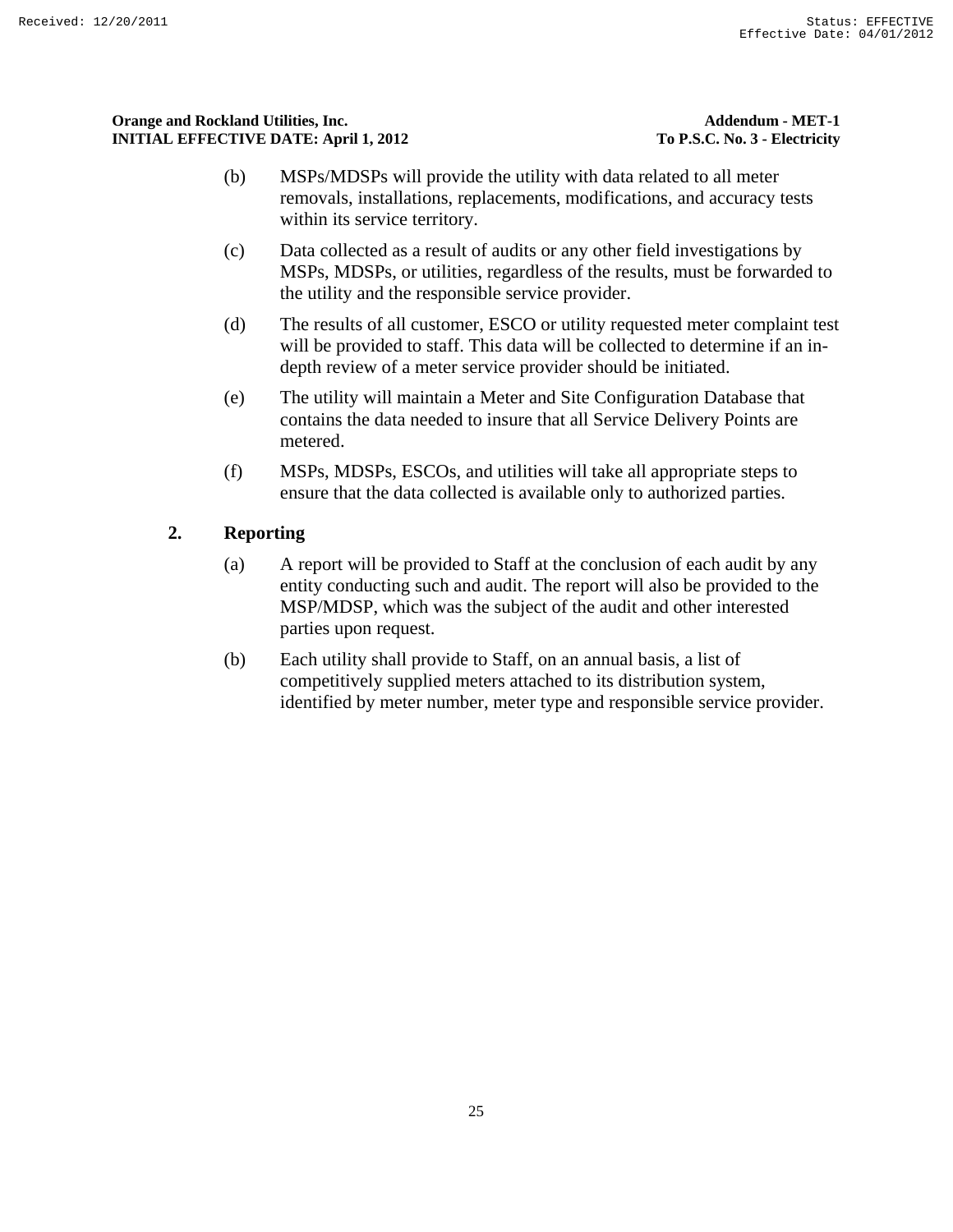(b) MSPs/MDSPs will provide the utility with data related to all meter removals, installations, replacements, modifications, and accuracy tests within its service territory.

(c) Data collected as a result of audits or any other field investigations by MSPs, MDSPs, or utilities, regardless of the results, must be forwarded to the utility and the responsible service provider.

(d) The results of all customer, ESCO or utility requested meter complaint test will be provided to staff. This data will be collected to determine if an in-depth review of a meter service provider should be initiated.

(e) The utility will maintain a Meter and Site Configuration Database that contains the data needed to insure that all Service Delivery Points are metered.

(f) MSPs, MDSPs, ESCOs, and utilities will take all appropriate steps to ensure that the data collected is available only to authorized parties.

**2. Reporting**

(a) A report will be provided to Staff at the conclusion of each audit by any entity conducting such and audit. The report will also be provided to the MSP/MDSP, which was the subject of the audit and other interested parties upon request.

(b) Each utility shall provide to Staff, on an annual basis, a list of competitively supplied meters attached to its distribution system, identified by meter number, meter type and responsible service provider.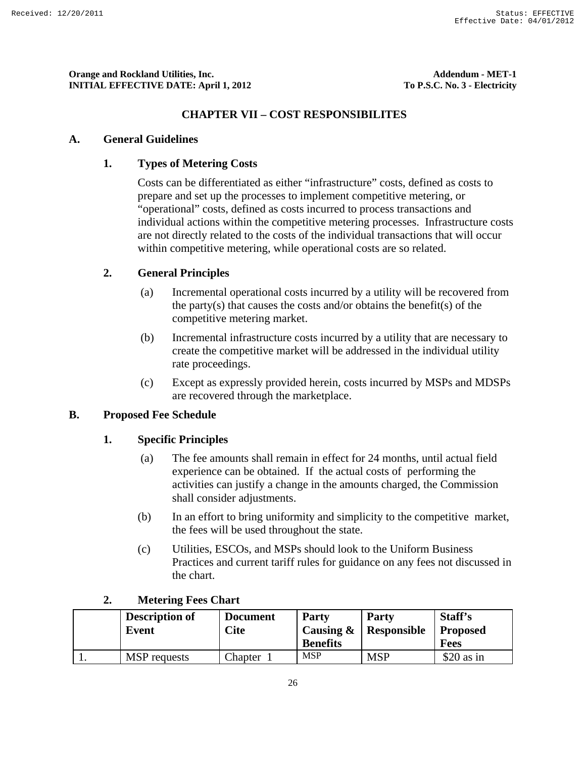Orange and Rockland Utilities, Inc. Addendum - MET-1
INITIAL EFFECTIVE DATE: April 1, 2012 To P.S.C. No. 3 - Electricity

# CHAPTER VII – COST RESPONSIBILITES

## A. General Guidelines

### 1. Types of Metering Costs

Costs can be differentiated as either "infrastructure" costs, defined as costs to prepare and set up the processes to implement competitive metering, or "operational" costs, defined as costs incurred to process transactions and individual actions within the competitive metering processes. Infrastructure costs are not directly related to the costs of the individual transactions that will occur within competitive metering, while operational costs are so related.

### 2. General Principles

(a) Incremental operational costs incurred by a utility will be recovered from the party(s) that causes the costs and/or obtains the benefit(s) of the competitive metering market.

(b) Incremental infrastructure costs incurred by a utility that are necessary to create the competitive market will be addressed in the individual utility rate proceedings.

(c) Except as expressly provided herein, costs incurred by MSPs and MDSPs are recovered through the marketplace.

## B. Proposed Fee Schedule

### 1. Specific Principles

(a) The fee amounts shall remain in effect for 24 months, until actual field experience can be obtained. If the actual costs of performing the activities can justify a change in the amounts charged, the Commission shall consider adjustments.

(b) In an effort to bring uniformity and simplicity to the competitive market, the fees will be used throughout the state.

(c) Utilities, ESCOs, and MSPs should look to the Uniform Business Practices and current tariff rules for guidance on any fees not discussed in the chart.

### 2. Metering Fees Chart

| | Description of Event | Document Cite | Party Causing & Benefits | Party Responsible | Staff's Proposed Fees |
|---|---|---|---|---|---|
| 1. | MSP requests | Chapter 1 | MSP | MSP | $20 as in |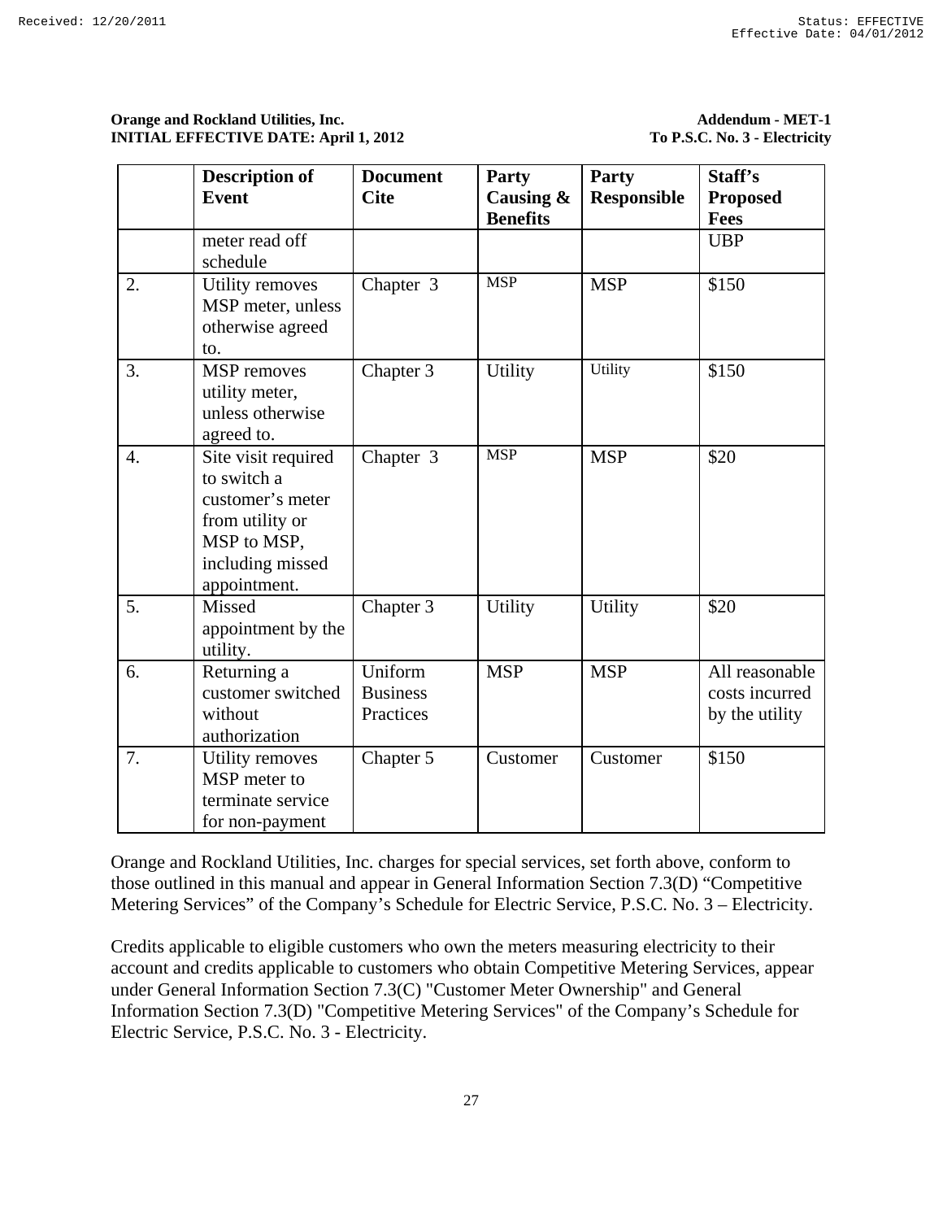Orange and Rockland Utilities, Inc.
INITIAL EFFECTIVE DATE: April 1, 2012

Addendum - MET-1
To P.S.C. No. 3 - Electricity

| | Description of Event | Document Cite | Party Causing & Benefits | Party Responsible | Staff's Proposed Fees |
|---|---|---|---|---|---|
| | meter read off schedule | | | | UBP |
| 2. | Utility removes MSP meter, unless otherwise agreed to. | Chapter 3 | MSP | MSP | $150 |
| 3. | MSP removes utility meter, unless otherwise agreed to. | Chapter 3 | Utility | Utility | $150 |
| 4. | Site visit required to switch a customer's meter from utility or MSP to MSP, including missed appointment. | Chapter 3 | MSP | MSP | $20 |
| 5. | Missed appointment by the utility. | Chapter 3 | Utility | Utility | $20 |
| 6. | Returning a customer switched without authorization | Uniform Business Practices | MSP | MSP | All reasonable costs incurred by the utility |
| 7. | Utility removes MSP meter to terminate service for non-payment | Chapter 5 | Customer | Customer | $150 |

Orange and Rockland Utilities, Inc. charges for special services, set forth above, conform to those outlined in this manual and appear in General Information Section 7.3(D) "Competitive Metering Services" of the Company's Schedule for Electric Service, P.S.C. No. 3 – Electricity.

Credits applicable to eligible customers who own the meters measuring electricity to their account and credits applicable to customers who obtain Competitive Metering Services, appear under General Information Section 7.3(C) "Customer Meter Ownership" and General Information Section 7.3(D) "Competitive Metering Services" of the Company's Schedule for Electric Service, P.S.C. No. 3 - Electricity.